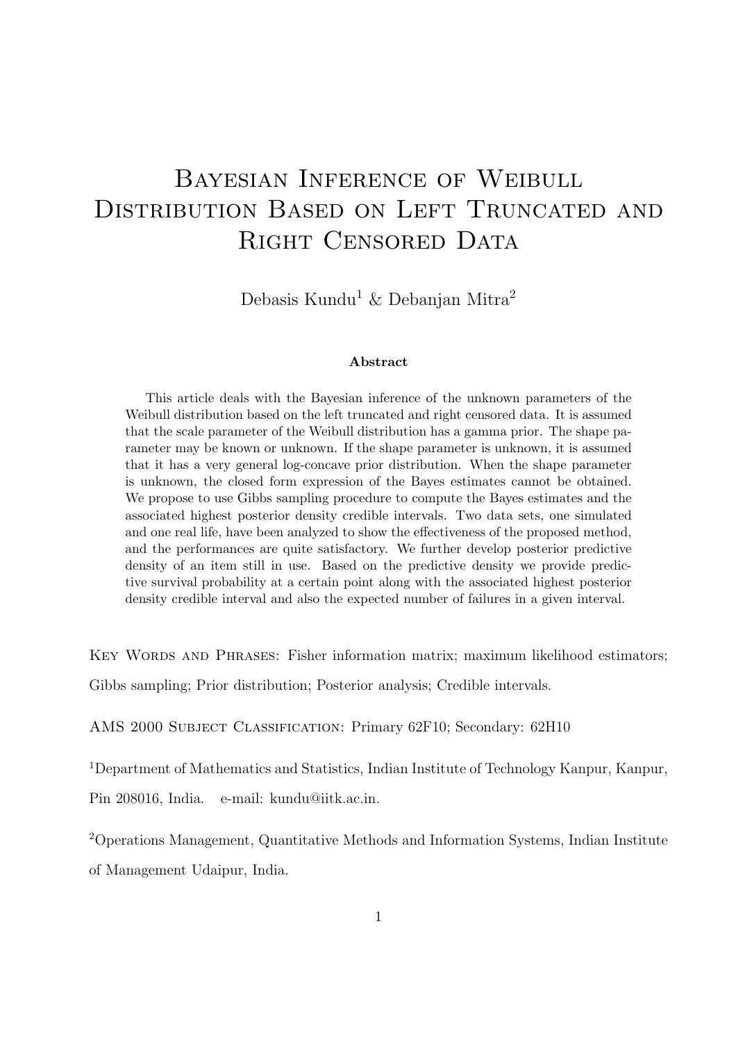# Bayesian Inference of Weibull Distribution Based on Left Truncated and Right Censored Data

Debasis Kundu[1] & Debanjan Mitra[2]

**Abstract**

This article deals with the Bayesian inference of the unknown parameters of the Weibull distribution based on the left truncated and right censored data. It is assumed that the scale parameter of the Weibull distribution has a gamma prior. The shape parameter may be known or unknown. If the shape parameter is unknown, it is assumed that it has a very general log-concave prior distribution. When the shape parameter is unknown, the closed form expression of the Bayes estimates cannot be obtained. We propose to use Gibbs sampling procedure to compute the Bayes estimates and the associated highest posterior density credible intervals. Two data sets, one simulated and one real life, have been analyzed to show the effectiveness of the proposed method, and the performances are quite satisfactory. We further develop posterior predictive density of an item still in use. Based on the predictive density we provide predictive survival probability at a certain point along with the associated highest posterior density credible interval and also the expected number of failures in a given interval.

Key Words and Phrases: Fisher information matrix; maximum likelihood estimators; Gibbs sampling; Prior distribution; Posterior analysis; Credible intervals.

AMS 2000 Subject Classification: Primary 62F10; Secondary: 62H10

[1]Department of Mathematics and Statistics, Indian Institute of Technology Kanpur, Kanpur, Pin 208016, India. e-mail: kundu@iitk.ac.in.

[2]Operations Management, Quantitative Methods and Information Systems, Indian Institute of Management Udaipur, India.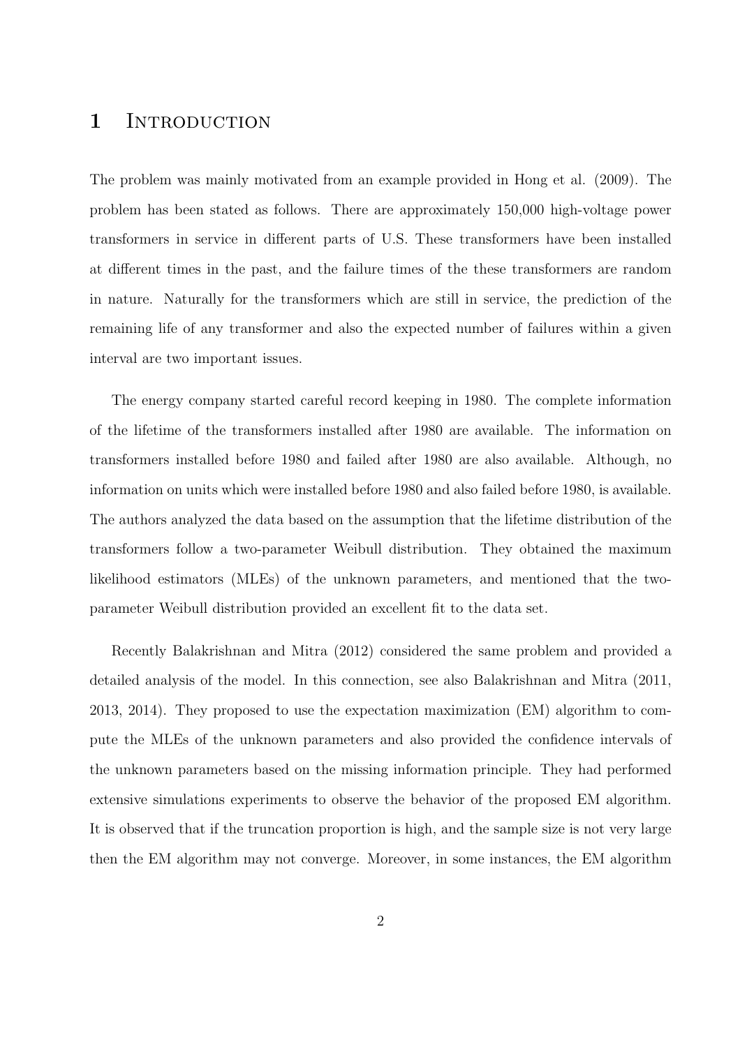# 1 Introduction

The problem was mainly motivated from an example provided in Hong et al. (2009). The problem has been stated as follows. There are approximately 150,000 high-voltage power transformers in service in different parts of U.S. These transformers have been installed at different times in the past, and the failure times of the these transformers are random in nature. Naturally for the transformers which are still in service, the prediction of the remaining life of any transformer and also the expected number of failures within a given interval are two important issues.

The energy company started careful record keeping in 1980. The complete information of the lifetime of the transformers installed after 1980 are available. The information on transformers installed before 1980 and failed after 1980 are also available. Although, no information on units which were installed before 1980 and also failed before 1980, is available. The authors analyzed the data based on the assumption that the lifetime distribution of the transformers follow a two-parameter Weibull distribution. They obtained the maximum likelihood estimators (MLEs) of the unknown parameters, and mentioned that the two-parameter Weibull distribution provided an excellent fit to the data set.

Recently Balakrishnan and Mitra (2012) considered the same problem and provided a detailed analysis of the model. In this connection, see also Balakrishnan and Mitra (2011, 2013, 2014). They proposed to use the expectation maximization (EM) algorithm to compute the MLEs of the unknown parameters and also provided the confidence intervals of the unknown parameters based on the missing information principle. They had performed extensive simulations experiments to observe the behavior of the proposed EM algorithm. It is observed that if the truncation proportion is high, and the sample size is not very large then the EM algorithm may not converge. Moreover, in some instances, the EM algorithm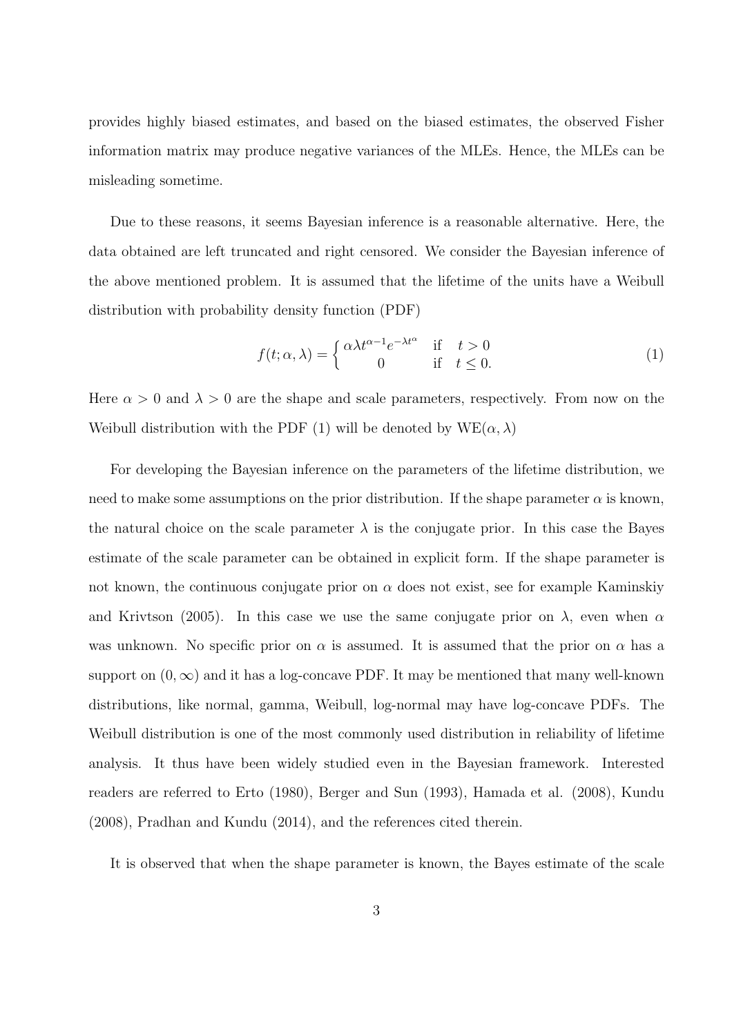provides highly biased estimates, and based on the biased estimates, the observed Fisher information matrix may produce negative variances of the MLEs. Hence, the MLEs can be misleading sometime.

Due to these reasons, it seems Bayesian inference is a reasonable alternative. Here, the data obtained are left truncated and right censored. We consider the Bayesian inference of the above mentioned problem. It is assumed that the lifetime of the units have a Weibull distribution with probability density function (PDF)

$$f(t;\alpha,\lambda) = \begin{cases} \alpha\lambda t^{\alpha-1}e^{-\lambda t^{\alpha}} & \text{if} \quad t > 0 \\ 0 & \text{if} \quad t \le 0. \end{cases} \tag{1}$$

Here $\alpha > 0$ and $\lambda > 0$ are the shape and scale parameters, respectively. From now on the Weibull distribution with the PDF (1) will be denoted by $\text{WE}(\alpha, \lambda)$

For developing the Bayesian inference on the parameters of the lifetime distribution, we need to make some assumptions on the prior distribution. If the shape parameter $\alpha$ is known, the natural choice on the scale parameter $\lambda$ is the conjugate prior. In this case the Bayes estimate of the scale parameter can be obtained in explicit form. If the shape parameter is not known, the continuous conjugate prior on $\alpha$ does not exist, see for example Kaminskiy and Krivtson (2005). In this case we use the same conjugate prior on $\lambda$, even when $\alpha$ was unknown. No specific prior on $\alpha$ is assumed. It is assumed that the prior on $\alpha$ has a support on $(0, \infty)$ and it has a log-concave PDF. It may be mentioned that many well-known distributions, like normal, gamma, Weibull, log-normal may have log-concave PDFs. The Weibull distribution is one of the most commonly used distribution in reliability of lifetime analysis. It thus have been widely studied even in the Bayesian framework. Interested readers are referred to Erto (1980), Berger and Sun (1993), Hamada et al. (2008), Kundu (2008), Pradhan and Kundu (2014), and the references cited therein.

It is observed that when the shape parameter is known, the Bayes estimate of the scale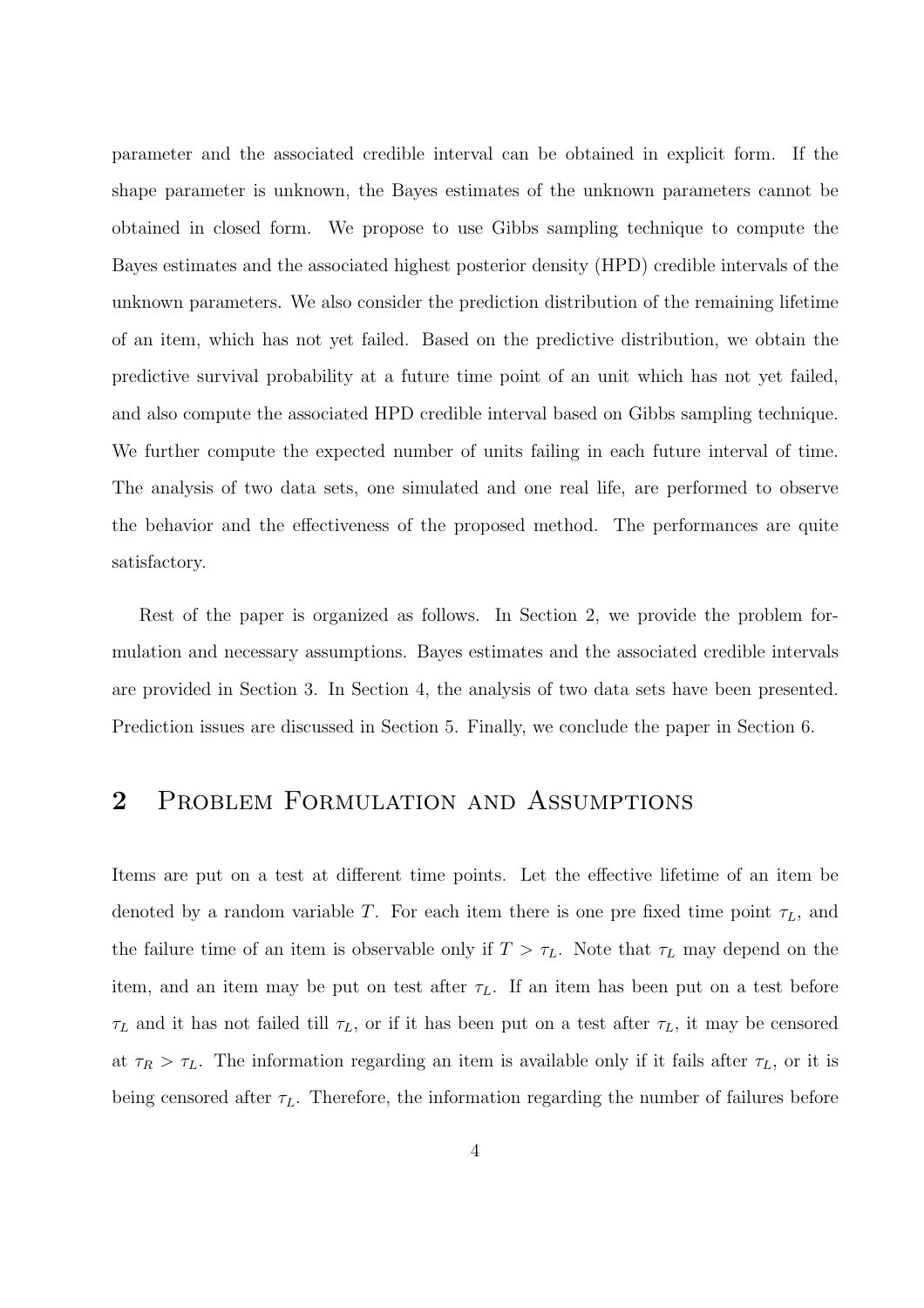parameter and the associated credible interval can be obtained in explicit form. If the shape parameter is unknown, the Bayes estimates of the unknown parameters cannot be obtained in closed form. We propose to use Gibbs sampling technique to compute the Bayes estimates and the associated highest posterior density (HPD) credible intervals of the unknown parameters. We also consider the prediction distribution of the remaining lifetime of an item, which has not yet failed. Based on the predictive distribution, we obtain the predictive survival probability at a future time point of an unit which has not yet failed, and also compute the associated HPD credible interval based on Gibbs sampling technique. We further compute the expected number of units failing in each future interval of time. The analysis of two data sets, one simulated and one real life, are performed to observe the behavior and the effectiveness of the proposed method. The performances are quite satisfactory.

Rest of the paper is organized as follows. In Section 2, we provide the problem formulation and necessary assumptions. Bayes estimates and the associated credible intervals are provided in Section 3. In Section 4, the analysis of two data sets have been presented. Prediction issues are discussed in Section 5. Finally, we conclude the paper in Section 6.

## 2 Problem Formulation and Assumptions

Items are put on a test at different time points. Let the effective lifetime of an item be denoted by a random variable $T$. For each item there is one pre fixed time point $\tau_L$, and the failure time of an item is observable only if $T > \tau_L$. Note that $\tau_L$ may depend on the item, and an item may be put on test after $\tau_L$. If an item has been put on a test before $\tau_L$ and it has not failed till $\tau_L$, or if it has been put on a test after $\tau_L$, it may be censored at $\tau_R > \tau_L$. The information regarding an item is available only if it fails after $\tau_L$, or it is being censored after $\tau_L$. Therefore, the information regarding the number of failures before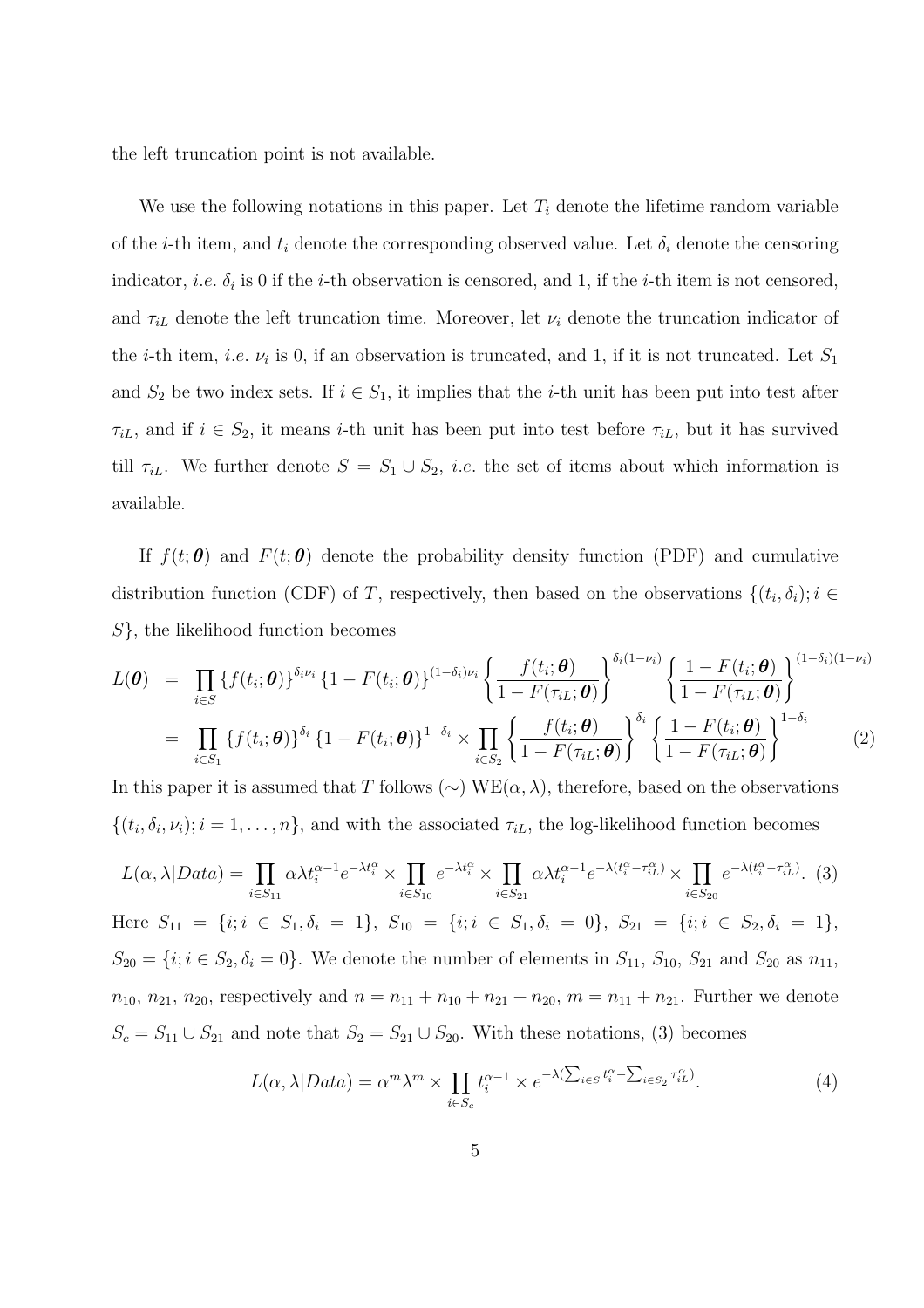the left truncation point is not available.

We use the following notations in this paper. Let $T_i$ denote the lifetime random variable of the $i$-th item, and $t_i$ denote the corresponding observed value. Let $\delta_i$ denote the censoring indicator, *i.e.* $\delta_i$ is 0 if the $i$-th observation is censored, and 1, if the $i$-th item is not censored, and $\tau_{iL}$ denote the left truncation time. Moreover, let $\nu_i$ denote the truncation indicator of the $i$-th item, *i.e.* $\nu_i$ is 0, if an observation is truncated, and 1, if it is not truncated. Let $S_1$ and $S_2$ be two index sets. If $i \in S_1$, it implies that the $i$-th unit has been put into test after $\tau_{iL}$, and if $i \in S_2$, it means $i$-th unit has been put into test before $\tau_{iL}$, but it has survived till $\tau_{iL}$. We further denote $S = S_1 \cup S_2$, *i.e.* the set of items about which information is available.

If $f(t; \boldsymbol{\theta})$ and $F(t; \boldsymbol{\theta})$ denote the probability density function (PDF) and cumulative distribution function (CDF) of $T$, respectively, then based on the observations $\{(t_i, \delta_i); i \in S\}$, the likelihood function becomes

$$
\begin{aligned}
L(\boldsymbol{\theta}) &= \prod_{i \in S} \{f(t_i; \boldsymbol{\theta})\}^{\delta_i \nu_i} \{1 - F(t_i; \boldsymbol{\theta})\}^{(1-\delta_i)\nu_i} \left\{ \frac{f(t_i; \boldsymbol{\theta})}{1 - F(\tau_{iL}; \boldsymbol{\theta})} \right\}^{\delta_i(1-\nu_i)} \left\{ \frac{1 - F(t_i; \boldsymbol{\theta})}{1 - F(\tau_{iL}; \boldsymbol{\theta})} \right\}^{(1-\delta_i)(1-\nu_i)} \\
&= \prod_{i \in S_1} \{f(t_i; \boldsymbol{\theta})\}^{\delta_i} \{1 - F(t_i; \boldsymbol{\theta})\}^{1-\delta_i} \times \prod_{i \in S_2} \left\{ \frac{f(t_i; \boldsymbol{\theta})}{1 - F(\tau_{iL}; \boldsymbol{\theta})} \right\}^{\delta_i} \left\{ \frac{1 - F(t_i; \boldsymbol{\theta})}{1 - F(\tau_{iL}; \boldsymbol{\theta})} \right\}^{1-\delta_i} \qquad (2)
\end{aligned}
$$

In this paper it is assumed that $T$ follows ($\sim$) WE$(\alpha, \lambda)$, therefore, based on the observations $\{(t_i, \delta_i, \nu_i); i = 1, \ldots, n\}$, and with the associated $\tau_{iL}$, the log-likelihood function becomes

$$
L(\alpha, \lambda | Data) = \prod_{i \in S_{11}} \alpha \lambda t_i^{\alpha-1} e^{-\lambda t_i^{\alpha}} \times \prod_{i \in S_{10}} e^{-\lambda t_i^{\alpha}} \times \prod_{i \in S_{21}} \alpha \lambda t_i^{\alpha-1} e^{-\lambda (t_i^{\alpha} - \tau_{iL}^{\alpha})} \times \prod_{i \in S_{20}} e^{-\lambda (t_i^{\alpha} - \tau_{iL}^{\alpha})}. \quad (3)
$$

Here $S_{11} = \{i; i \in S_1, \delta_i = 1\}$, $S_{10} = \{i; i \in S_1, \delta_i = 0\}$, $S_{21} = \{i; i \in S_2, \delta_i = 1\}$, $S_{20} = \{i; i \in S_2, \delta_i = 0\}$. We denote the number of elements in $S_{11}$, $S_{10}$, $S_{21}$ and $S_{20}$ as $n_{11}$, $n_{10}$, $n_{21}$, $n_{20}$, respectively and $n = n_{11} + n_{10} + n_{21} + n_{20}$, $m = n_{11} + n_{21}$. Further we denote $S_c = S_{11} \cup S_{21}$ and note that $S_2 = S_{21} \cup S_{20}$. With these notations, (3) becomes

$$
L(\alpha, \lambda | Data) = \alpha^m \lambda^m \times \prod_{i \in S_c} t_i^{\alpha - 1} \times e^{-\lambda \left( \sum_{i \in S} t_i^{\alpha} - \sum_{i \in S_2} \tau_{iL}^{\alpha} \right)}. \qquad (4)
$$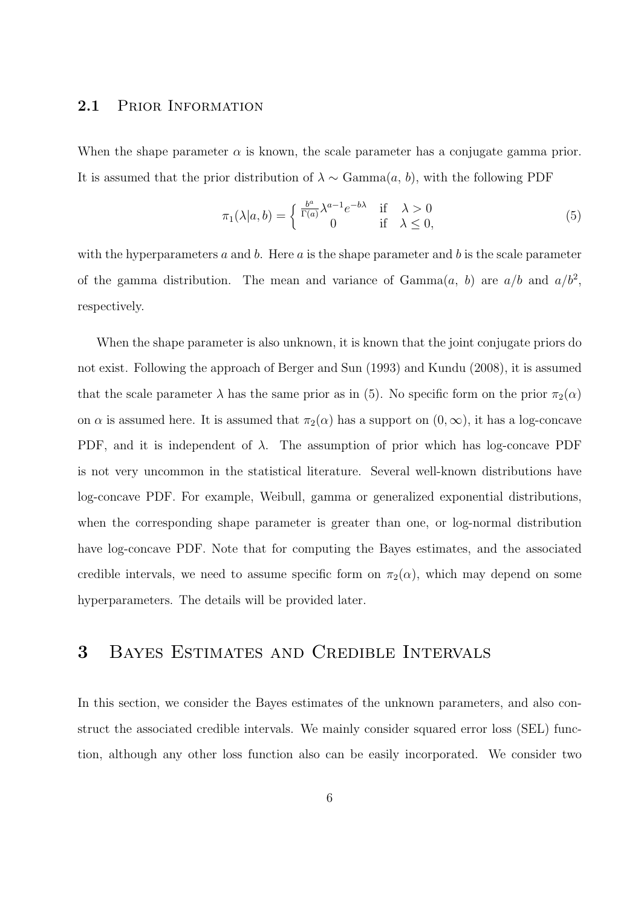### 2.1 Prior Information

When the shape parameter $\alpha$ is known, the scale parameter has a conjugate gamma prior. It is assumed that the prior distribution of $\lambda \sim \text{Gamma}(a,\, b)$, with the following PDF

$$\pi_1(\lambda|a,b) = \begin{cases} \frac{b^a}{\Gamma(a)}\lambda^{a-1}e^{-b\lambda} & \text{if} \quad \lambda > 0 \\ 0 & \text{if} \quad \lambda \leq 0, \end{cases} \tag{5}$$

with the hyperparameters $a$ and $b$. Here $a$ is the shape parameter and $b$ is the scale parameter of the gamma distribution. The mean and variance of Gamma($a$, $b$) are $a/b$ and $a/b^2$, respectively.

When the shape parameter is also unknown, it is known that the joint conjugate priors do not exist. Following the approach of Berger and Sun (1993) and Kundu (2008), it is assumed that the scale parameter $\lambda$ has the same prior as in (5). No specific form on the prior $\pi_2(\alpha)$ on $\alpha$ is assumed here. It is assumed that $\pi_2(\alpha)$ has a support on $(0, \infty)$, it has a log-concave PDF, and it is independent of $\lambda$. The assumption of prior which has log-concave PDF is not very uncommon in the statistical literature. Several well-known distributions have log-concave PDF. For example, Weibull, gamma or generalized exponential distributions, when the corresponding shape parameter is greater than one, or log-normal distribution have log-concave PDF. Note that for computing the Bayes estimates, and the associated credible intervals, we need to assume specific form on $\pi_2(\alpha)$, which may depend on some hyperparameters. The details will be provided later.

# 3 Bayes Estimates and Credible Intervals

In this section, we consider the Bayes estimates of the unknown parameters, and also construct the associated credible intervals. We mainly consider squared error loss (SEL) function, although any other loss function also can be easily incorporated. We consider two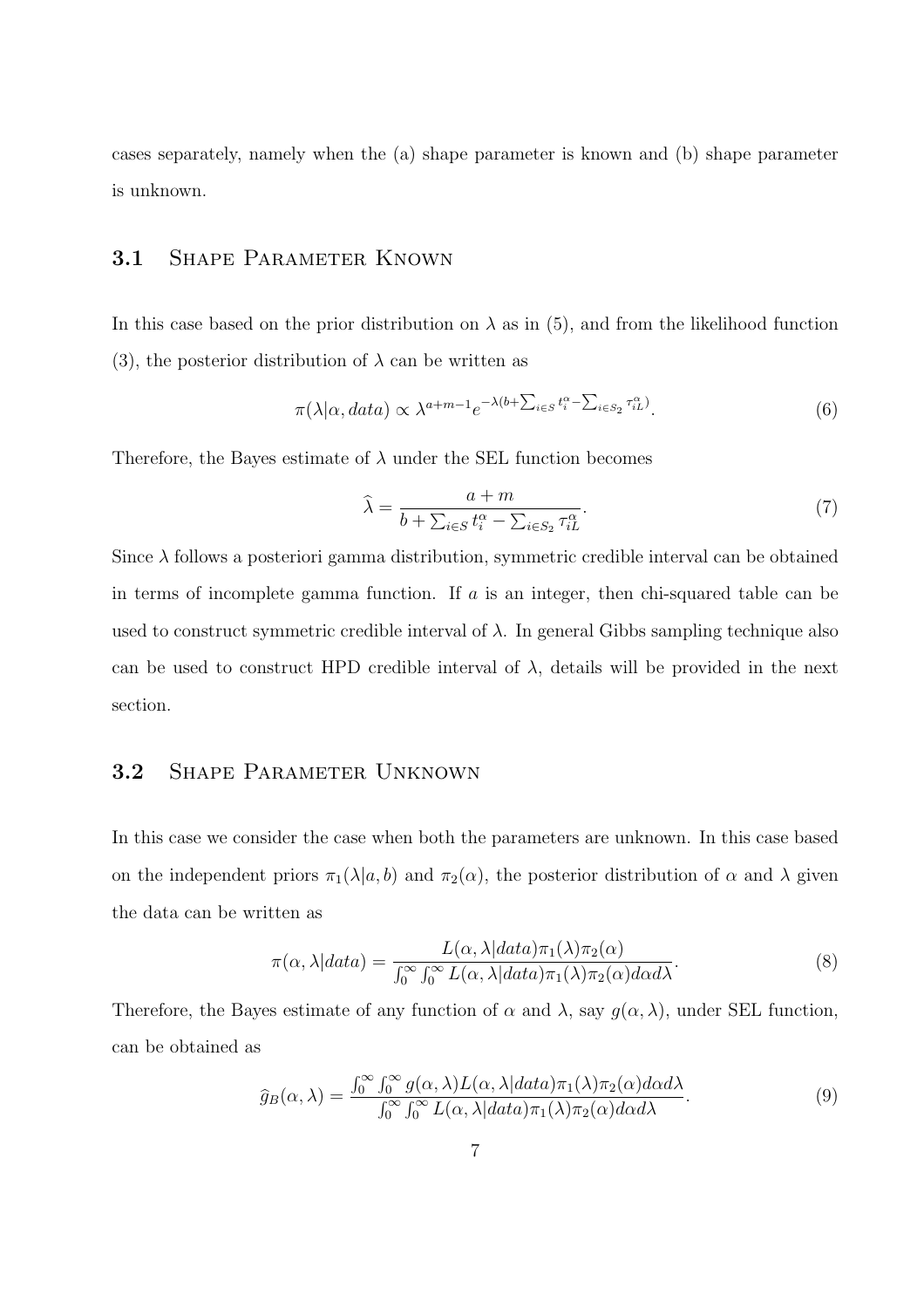cases separately, namely when the (a) shape parameter is known and (b) shape parameter is unknown.

## 3.1 Shape Parameter Known

In this case based on the prior distribution on $\lambda$ as in (5), and from the likelihood function (3), the posterior distribution of $\lambda$ can be written as

$$\pi(\lambda|\alpha, data) \propto \lambda^{a+m-1} e^{-\lambda(b+\sum_{i\in S} t_i^\alpha - \sum_{i\in S_2} \tau_{iL}^\alpha)}. \tag{6}$$

Therefore, the Bayes estimate of $\lambda$ under the SEL function becomes

$$\widehat{\lambda} = \frac{a+m}{b+\sum_{i\in S} t_i^\alpha - \sum_{i\in S_2} \tau_{iL}^\alpha}. \tag{7}$$

Since $\lambda$ follows a posteriori gamma distribution, symmetric credible interval can be obtained in terms of incomplete gamma function. If $a$ is an integer, then chi-squared table can be used to construct symmetric credible interval of $\lambda$. In general Gibbs sampling technique also can be used to construct HPD credible interval of $\lambda$, details will be provided in the next section.

## 3.2 Shape Parameter Unknown

In this case we consider the case when both the parameters are unknown. In this case based on the independent priors $\pi_1(\lambda|a,b)$ and $\pi_2(\alpha)$, the posterior distribution of $\alpha$ and $\lambda$ given the data can be written as

$$\pi(\alpha, \lambda|data) = \frac{L(\alpha, \lambda|data)\pi_1(\lambda)\pi_2(\alpha)}{\int_0^\infty \int_0^\infty L(\alpha, \lambda|data)\pi_1(\lambda)\pi_2(\alpha) d\alpha d\lambda}. \tag{8}$$

Therefore, the Bayes estimate of any function of $\alpha$ and $\lambda$, say $g(\alpha, \lambda)$, under SEL function, can be obtained as

$$\widehat{g}_B(\alpha, \lambda) = \frac{\int_0^\infty \int_0^\infty g(\alpha, \lambda) L(\alpha, \lambda|data)\pi_1(\lambda)\pi_2(\alpha) d\alpha d\lambda}{\int_0^\infty \int_0^\infty L(\alpha, \lambda|data)\pi_1(\lambda)\pi_2(\alpha) d\alpha d\lambda}. \tag{9}$$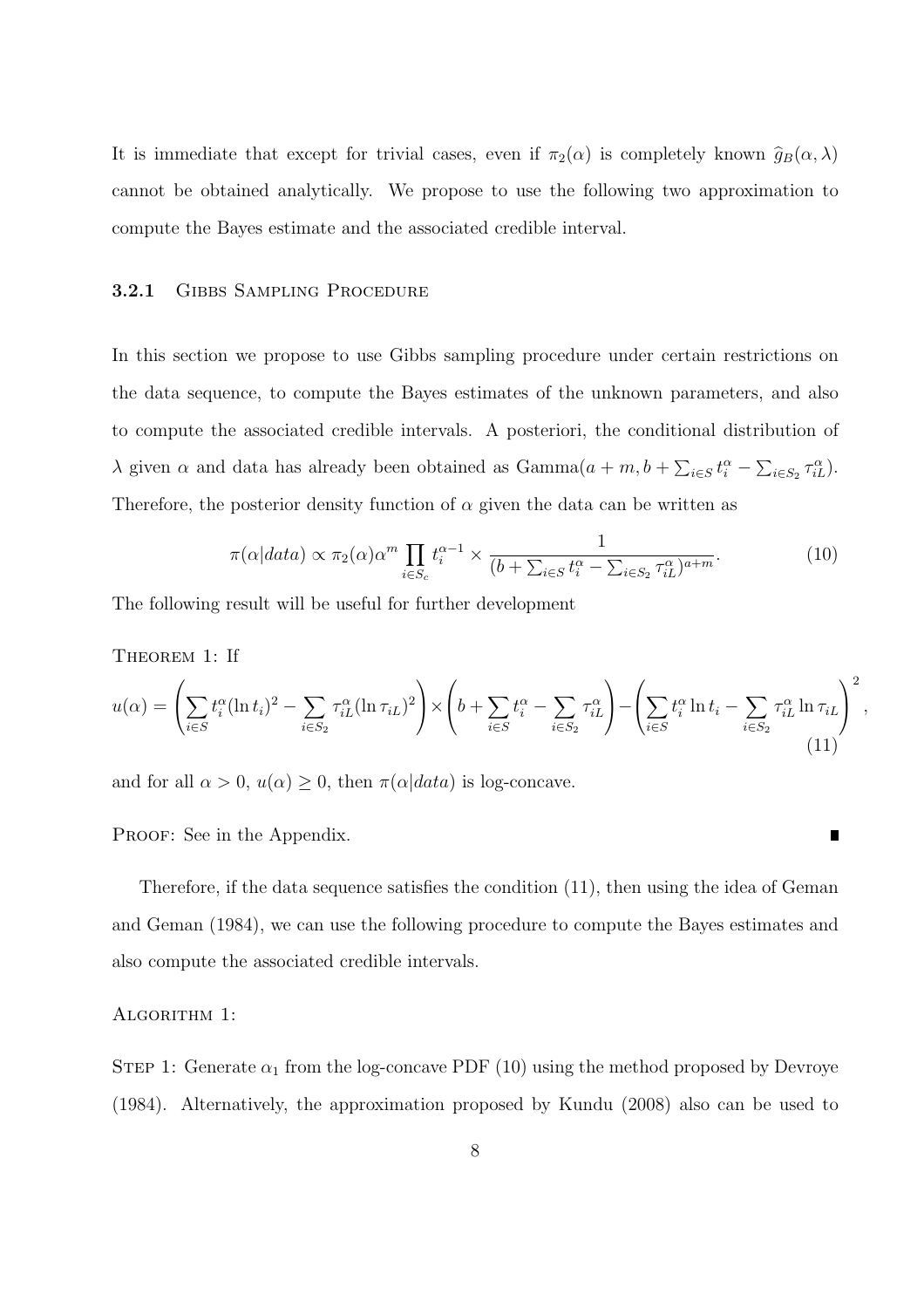It is immediate that except for trivial cases, even if $\pi_2(\alpha)$ is completely known $\widehat{g}_B(\alpha, \lambda)$ cannot be obtained analytically. We propose to use the following two approximation to compute the Bayes estimate and the associated credible interval.

### 3.2.1 Gibbs Sampling Procedure

In this section we propose to use Gibbs sampling procedure under certain restrictions on the data sequence, to compute the Bayes estimates of the unknown parameters, and also to compute the associated credible intervals. A posteriori, the conditional distribution of $\lambda$ given $\alpha$ and data has already been obtained as $\text{Gamma}(a+m, b+\sum_{i\in S} t_i^\alpha - \sum_{i\in S_2} \tau_{iL}^\alpha)$. Therefore, the posterior density function of $\alpha$ given the data can be written as

$$\pi(\alpha|data) \propto \pi_2(\alpha)\alpha^m \prod_{i\in S_c} t_i^{\alpha-1} \times \frac{1}{(b+\sum_{i\in S} t_i^\alpha - \sum_{i\in S_2} \tau_{iL}^\alpha)^{a+m}}. \quad (10)$$

The following result will be useful for further development

Theorem 1: If

$$u(\alpha) = \left(\sum_{i\in S} t_i^\alpha (\ln t_i)^2 - \sum_{i\in S_2} \tau_{iL}^\alpha (\ln \tau_{iL})^2\right) \times \left(b + \sum_{i\in S} t_i^\alpha - \sum_{i\in S_2} \tau_{iL}^\alpha\right) - \left(\sum_{i\in S} t_i^\alpha \ln t_i - \sum_{i\in S_2} \tau_{iL}^\alpha \ln \tau_{iL}\right)^2, \quad (11)$$

and for all $\alpha > 0$, $u(\alpha) \geq 0$, then $\pi(\alpha|data)$ is log-concave.

Proof: See in the Appendix. ∎

Therefore, if the data sequence satisfies the condition (11), then using the idea of Geman and Geman (1984), we can use the following procedure to compute the Bayes estimates and also compute the associated credible intervals.

Algorithm 1:

Step 1: Generate $\alpha_1$ from the log-concave PDF (10) using the method proposed by Devroye (1984). Alternatively, the approximation proposed by Kundu (2008) also can be used to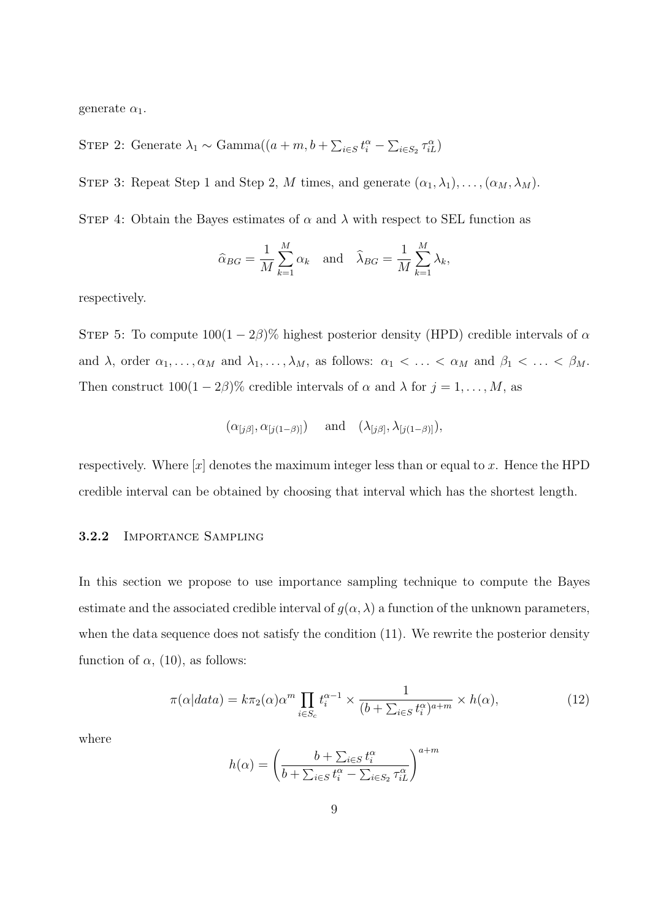generate $\alpha_1$.

Step 2: Generate $\lambda_1 \sim \text{Gamma}((a+m, b+\sum_{i\in S} t_i^{\alpha} - \sum_{i\in S_2} \tau_{iL}^{\alpha})$

Step 3: Repeat Step 1 and Step 2, $M$ times, and generate $(\alpha_1, \lambda_1), \ldots, (\alpha_M, \lambda_M)$.

Step 4: Obtain the Bayes estimates of $\alpha$ and $\lambda$ with respect to SEL function as

$$\widehat{\alpha}_{BG} = \frac{1}{M}\sum_{k=1}^{M} \alpha_k \quad \text{and} \quad \widehat{\lambda}_{BG} = \frac{1}{M}\sum_{k=1}^{M} \lambda_k,$$

respectively.

Step 5: To compute $100(1-2\beta)\%$ highest posterior density (HPD) credible intervals of $\alpha$ and $\lambda$, order $\alpha_1, \ldots, \alpha_M$ and $\lambda_1, \ldots, \lambda_M$, as follows: $\alpha_1 < \ldots < \alpha_M$ and $\beta_1 < \ldots < \beta_M$. Then construct $100(1-2\beta)\%$ credible intervals of $\alpha$ and $\lambda$ for $j = 1, \ldots, M$, as

$$(\alpha_{[j\beta]}, \alpha_{[j(1-\beta)]}) \quad \text{and} \quad (\lambda_{[j\beta]}, \lambda_{[j(1-\beta)]}),$$

respectively. Where $[x]$ denotes the maximum integer less than or equal to $x$. Hence the HPD credible interval can be obtained by choosing that interval which has the shortest length.

### 3.2.2 Importance Sampling

In this section we propose to use importance sampling technique to compute the Bayes estimate and the associated credible interval of $g(\alpha, \lambda)$ a function of the unknown parameters, when the data sequence does not satisfy the condition (11). We rewrite the posterior density function of $\alpha$, (10), as follows:

$$\pi(\alpha|data) = k\pi_2(\alpha)\alpha^m \prod_{i\in S_c} t_i^{\alpha-1} \times \frac{1}{(b+\sum_{i\in S} t_i^{\alpha})^{a+m}} \times h(\alpha), \tag{12}$$

where

$$h(\alpha) = \left(\frac{b+\sum_{i\in S} t_i^{\alpha}}{b+\sum_{i\in S} t_i^{\alpha} - \sum_{i\in S_2} \tau_{iL}^{\alpha}}\right)^{a+m}$$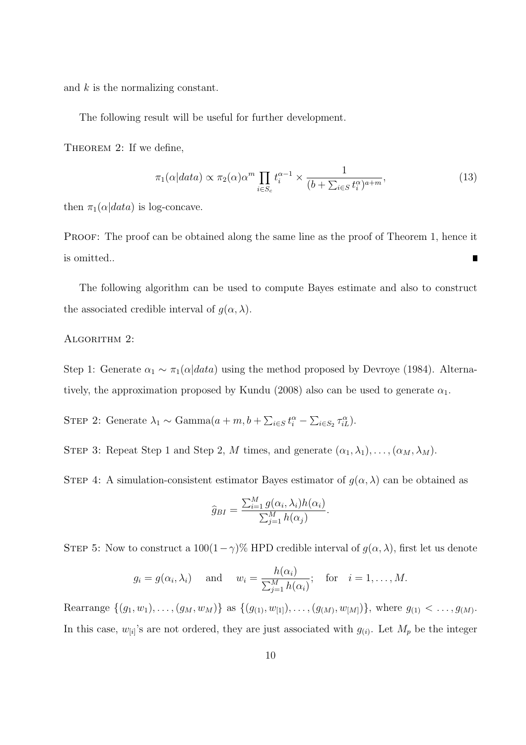and $k$ is the normalizing constant.

The following result will be useful for further development.

THEOREM 2: If we define,

$$\pi_1(\alpha|data) \propto \pi_2(\alpha)\alpha^m \prod_{i \in S_c} t_i^{\alpha-1} \times \frac{1}{(b + \sum_{i \in S} t_i^{\alpha})^{a+m}}, \tag{13}$$

then $\pi_1(\alpha|data)$ is log-concave.

PROOF: The proof can be obtained along the same line as the proof of Theorem 1, hence it is omitted.. ∎

The following algorithm can be used to compute Bayes estimate and also to construct the associated credible interval of $g(\alpha, \lambda)$.

ALGORITHM 2:

Step 1: Generate $\alpha_1 \sim \pi_1(\alpha|data)$ using the method proposed by Devroye (1984). Alternatively, the approximation proposed by Kundu (2008) also can be used to generate $\alpha_1$.

STEP 2: Generate $\lambda_1 \sim \text{Gamma}(a + m, b + \sum_{i \in S} t_i^{\alpha} - \sum_{i \in S_2} \tau_{iL}^{\alpha})$.

STEP 3: Repeat Step 1 and Step 2, $M$ times, and generate $(\alpha_1, \lambda_1), \ldots, (\alpha_M, \lambda_M)$.

STEP 4: A simulation-consistent estimator Bayes estimator of $g(\alpha, \lambda)$ can be obtained as

$$\widehat{g}_{BI} = \frac{\sum_{i=1}^{M} g(\alpha_i, \lambda_i) h(\alpha_i)}{\sum_{j=1}^{M} h(\alpha_j)}.$$

STEP 5: Now to construct a $100(1-\gamma)\%$ HPD credible interval of $g(\alpha, \lambda)$, first let us denote

$$g_i = g(\alpha_i, \lambda_i) \quad \text{and} \quad w_i = \frac{h(\alpha_i)}{\sum_{j=1}^{M} h(\alpha_i)}; \quad \text{for} \quad i = 1, \ldots, M.$$

Rearrange $\{(g_1, w_1), \ldots, (g_M, w_M)\}$ as $\{(g_{(1)}, w_{[1]}), \ldots, (g_{(M)}, w_{[M]})\}$, where $g_{(1)} < \ldots, g_{(M)}$. In this case, $w_{[i]}$'s are not ordered, they are just associated with $g_{(i)}$. Let $M_p$ be the integer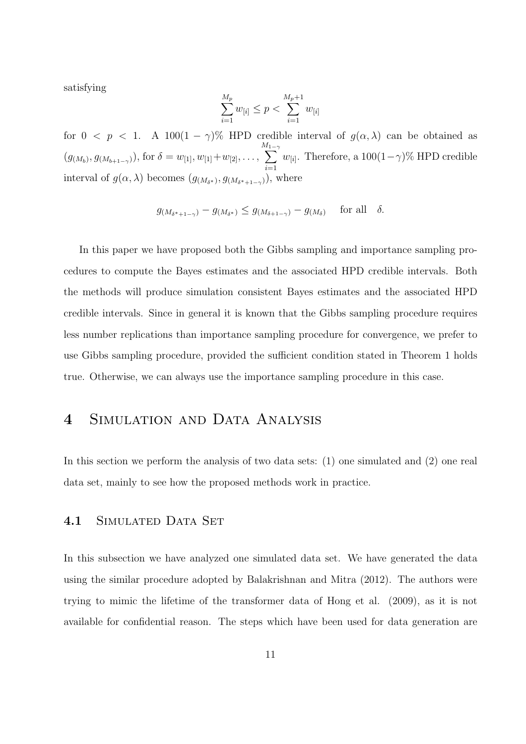satisfying

$$\sum_{i=1}^{M_p} w_{[i]} \leq p < \sum_{i=1}^{M_p+1} w_{[i]}$$

for $0 < p < 1$. A $100(1-\gamma)\%$ HPD credible interval of $g(\alpha, \lambda)$ can be obtained as $(g_{(M_b)}, g_{(M_{b+1-\gamma})})$, for $\delta = w_{[1]}, w_{[1]}+w_{[2]}, \ldots, \sum_{i=1}^{M_{1-\gamma}} w_{[i]}$. Therefore, a $100(1-\gamma)\%$ HPD credible interval of $g(\alpha, \lambda)$ becomes $(g_{(M_{\delta^*})}, g_{(M_{\delta^*+1-\gamma})})$, where

$$g_{(M_{\delta^*+1-\gamma})} - g_{(M_{\delta^*})} \leq g_{(M_{\delta+1-\gamma})} - g_{(M_\delta)} \quad \text{for all} \quad \delta.$$

In this paper we have proposed both the Gibbs sampling and importance sampling procedures to compute the Bayes estimates and the associated HPD credible intervals. Both the methods will produce simulation consistent Bayes estimates and the associated HPD credible intervals. Since in general it is known that the Gibbs sampling procedure requires less number replications than importance sampling procedure for convergence, we prefer to use Gibbs sampling procedure, provided the sufficient condition stated in Theorem 1 holds true. Otherwise, we can always use the importance sampling procedure in this case.

# 4 Simulation and Data Analysis

In this section we perform the analysis of two data sets: (1) one simulated and (2) one real data set, mainly to see how the proposed methods work in practice.

## 4.1 Simulated Data Set

In this subsection we have analyzed one simulated data set. We have generated the data using the similar procedure adopted by Balakrishnan and Mitra (2012). The authors were trying to mimic the lifetime of the transformer data of Hong et al. (2009), as it is not available for confidential reason. The steps which have been used for data generation are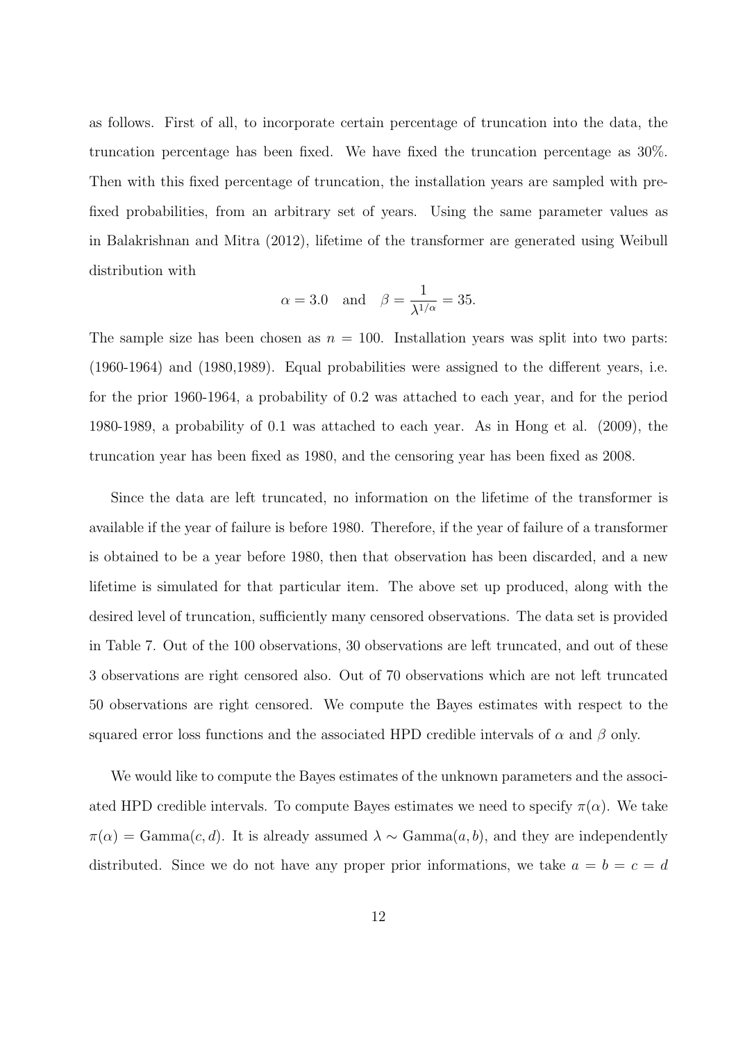as follows. First of all, to incorporate certain percentage of truncation into the data, the truncation percentage has been fixed. We have fixed the truncation percentage as 30%. Then with this fixed percentage of truncation, the installation years are sampled with pre-fixed probabilities, from an arbitrary set of years. Using the same parameter values as in Balakrishnan and Mitra (2012), lifetime of the transformer are generated using Weibull distribution with

$$\alpha = 3.0 \quad \text{and} \quad \beta = \frac{1}{\lambda^{1/\alpha}} = 35.$$

The sample size has been chosen as $n = 100$. Installation years was split into two parts: (1960-1964) and (1980,1989). Equal probabilities were assigned to the different years, i.e. for the prior 1960-1964, a probability of 0.2 was attached to each year, and for the period 1980-1989, a probability of 0.1 was attached to each year. As in Hong et al. (2009), the truncation year has been fixed as 1980, and the censoring year has been fixed as 2008.

Since the data are left truncated, no information on the lifetime of the transformer is available if the year of failure is before 1980. Therefore, if the year of failure of a transformer is obtained to be a year before 1980, then that observation has been discarded, and a new lifetime is simulated for that particular item. The above set up produced, along with the desired level of truncation, sufficiently many censored observations. The data set is provided in Table 7. Out of the 100 observations, 30 observations are left truncated, and out of these 3 observations are right censored also. Out of 70 observations which are not left truncated 50 observations are right censored. We compute the Bayes estimates with respect to the squared error loss functions and the associated HPD credible intervals of $\alpha$ and $\beta$ only.

We would like to compute the Bayes estimates of the unknown parameters and the associated HPD credible intervals. To compute Bayes estimates we need to specify $\pi(\alpha)$. We take $\pi(\alpha) = \text{Gamma}(c, d)$. It is already assumed $\lambda \sim \text{Gamma}(a, b)$, and they are independently distributed. Since we do not have any proper prior informations, we take $a = b = c = d$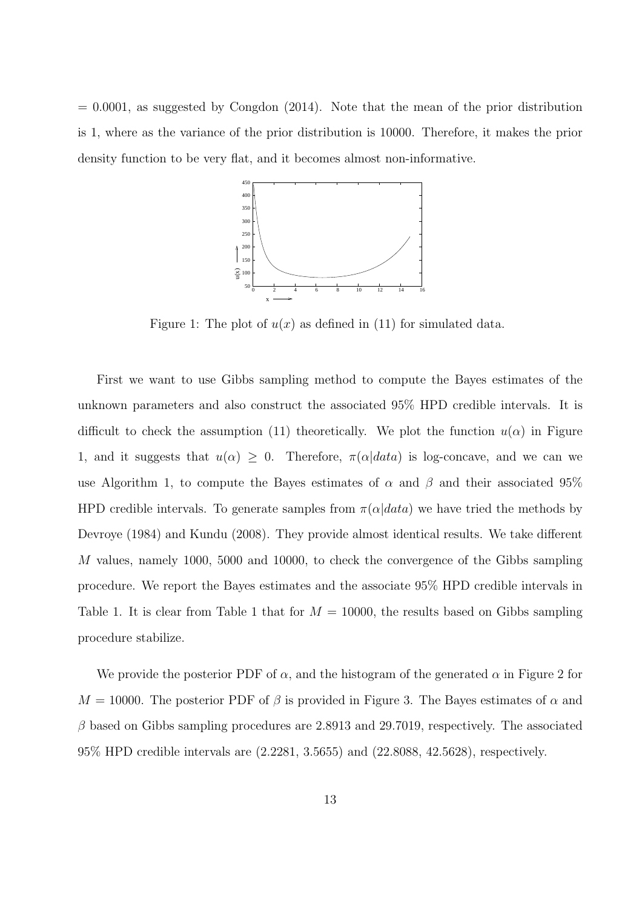= 0.0001, as suggested by Congdon (2014). Note that the mean of the prior distribution is 1, where as the variance of the prior distribution is 10000. Therefore, it makes the prior density function to be very flat, and it becomes almost non-informative.

Figure 1: The plot of $u(x)$ as defined in (11) for simulated data.

First we want to use Gibbs sampling method to compute the Bayes estimates of the unknown parameters and also construct the associated 95% HPD credible intervals. It is difficult to check the assumption (11) theoretically. We plot the function $u(\alpha)$ in Figure 1, and it suggests that $u(\alpha) \geq 0$. Therefore, $\pi(\alpha|data)$ is log-concave, and we can we use Algorithm 1, to compute the Bayes estimates of $\alpha$ and $\beta$ and their associated 95% HPD credible intervals. To generate samples from $\pi(\alpha|data)$ we have tried the methods by Devroye (1984) and Kundu (2008). They provide almost identical results. We take different $M$ values, namely 1000, 5000 and 10000, to check the convergence of the Gibbs sampling procedure. We report the Bayes estimates and the associate 95% HPD credible intervals in Table 1. It is clear from Table 1 that for $M = 10000$, the results based on Gibbs sampling procedure stabilize.

We provide the posterior PDF of $\alpha$, and the histogram of the generated $\alpha$ in Figure 2 for $M = 10000$. The posterior PDF of $\beta$ is provided in Figure 3. The Bayes estimates of $\alpha$ and $\beta$ based on Gibbs sampling procedures are 2.8913 and 29.7019, respectively. The associated 95% HPD credible intervals are (2.2281, 3.5655) and (22.8088, 42.5628), respectively.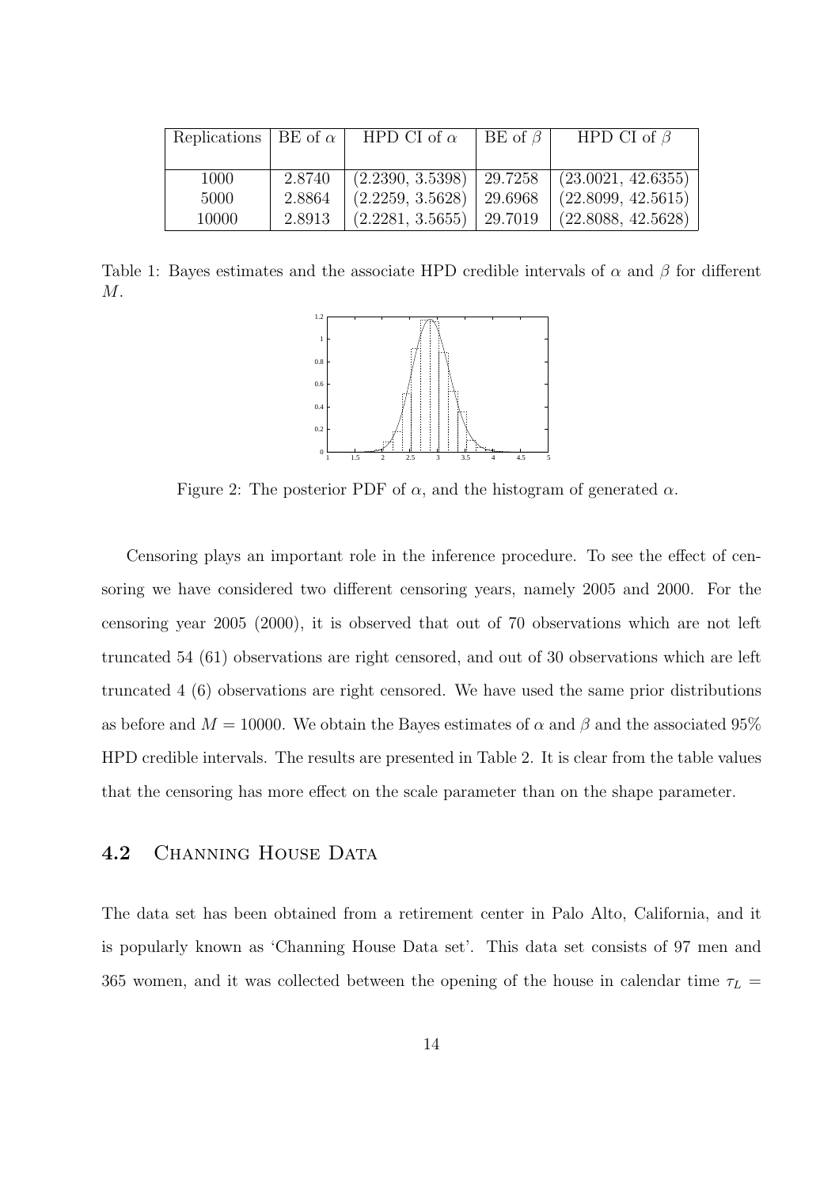| Replications | BE of $\alpha$ | HPD CI of $\alpha$ | BE of $\beta$ | HPD CI of $\beta$ |
|---|---|---|---|---|
| 1000 | 2.8740 | (2.2390, 3.5398) | 29.7258 | (23.0021, 42.6355) |
| 5000 | 2.8864 | (2.2259, 3.5628) | 29.6968 | (22.8099, 42.5615) |
| 10000 | 2.8913 | (2.2281, 3.5655) | 29.7019 | (22.8088, 42.5628) |

Table 1: Bayes estimates and the associate HPD credible intervals of $\alpha$ and $\beta$ for different $M$.

Figure 2: The posterior PDF of $\alpha$, and the histogram of generated $\alpha$.

Censoring plays an important role in the inference procedure. To see the effect of censoring we have considered two different censoring years, namely 2005 and 2000. For the censoring year 2005 (2000), it is observed that out of 70 observations which are not left truncated 54 (61) observations are right censored, and out of 30 observations which are left truncated 4 (6) observations are right censored. We have used the same prior distributions as before and $M = 10000$. We obtain the Bayes estimates of $\alpha$ and $\beta$ and the associated 95% HPD credible intervals. The results are presented in Table 2. It is clear from the table values that the censoring has more effect on the scale parameter than on the shape parameter.

## 4.2 Channing House Data

The data set has been obtained from a retirement center in Palo Alto, California, and it is popularly known as 'Channing House Data set'. This data set consists of 97 men and 365 women, and it was collected between the opening of the house in calendar time $\tau_L =$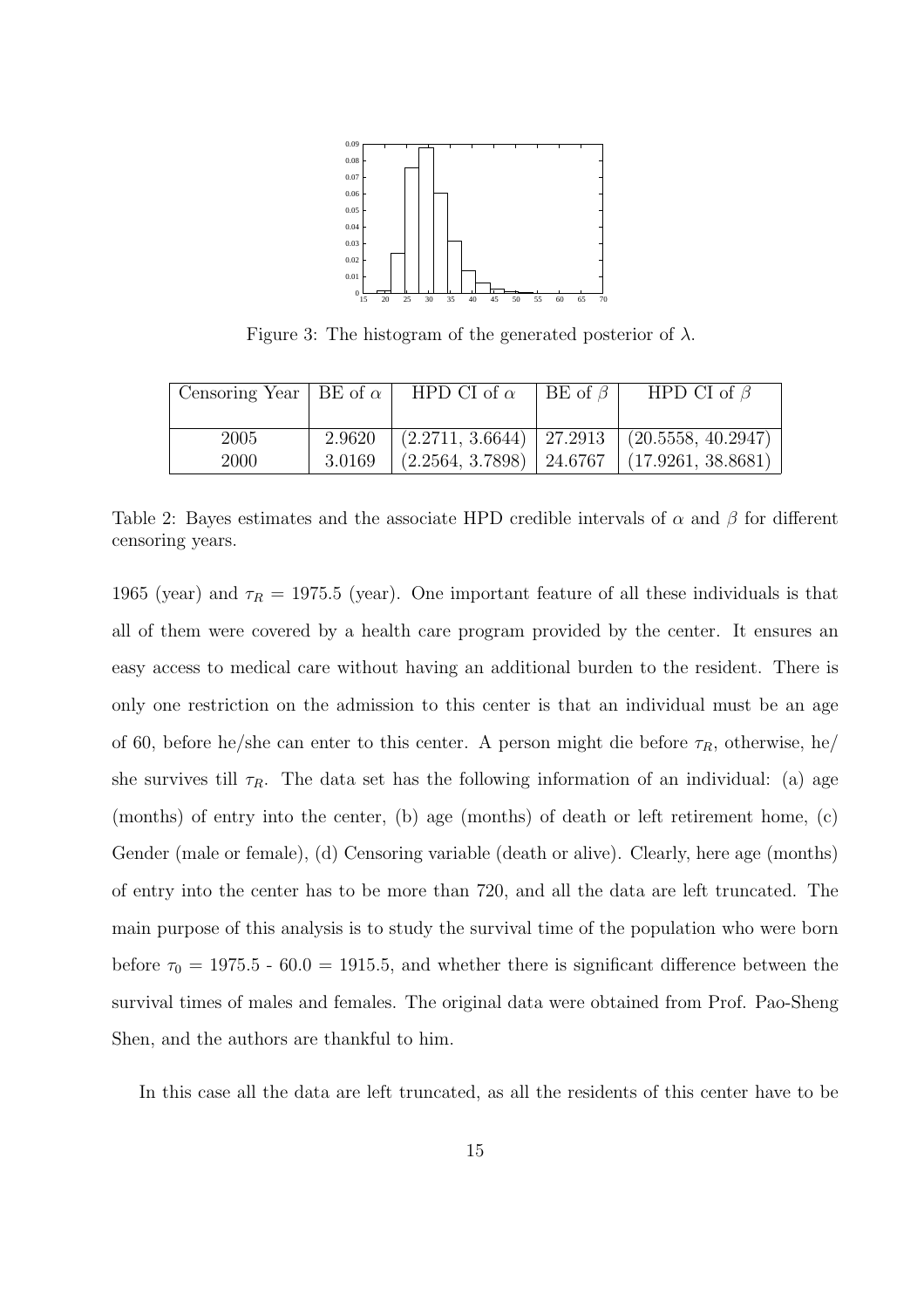Figure 3: The histogram of the generated posterior of $\lambda$.

| Censoring Year | BE of $\alpha$ | HPD CI of $\alpha$ | BE of $\beta$ | HPD CI of $\beta$ |
|---|---|---|---|---|
| 2005 | 2.9620 | (2.2711, 3.6644) | 27.2913 | (20.5558, 40.2947) |
| 2000 | 3.0169 | (2.2564, 3.7898) | 24.6767 | (17.9261, 38.8681) |

Table 2: Bayes estimates and the associate HPD credible intervals of $\alpha$ and $\beta$ for different censoring years.

1965 (year) and $\tau_R = 1975.5$ (year). One important feature of all these individuals is that all of them were covered by a health care program provided by the center. It ensures an easy access to medical care without having an additional burden to the resident. There is only one restriction on the admission to this center is that an individual must be an age of 60, before he/she can enter to this center. A person might die before $\tau_R$, otherwise, he/ she survives till $\tau_R$. The data set has the following information of an individual: (a) age (months) of entry into the center, (b) age (months) of death or left retirement home, (c) Gender (male or female), (d) Censoring variable (death or alive). Clearly, here age (months) of entry into the center has to be more than 720, and all the data are left truncated. The main purpose of this analysis is to study the survival time of the population who were born before $\tau_0 = 1975.5 - 60.0 = 1915.5$, and whether there is significant difference between the survival times of males and females. The original data were obtained from Prof. Pao-Sheng Shen, and the authors are thankful to him.

In this case all the data are left truncated, as all the residents of this center have to be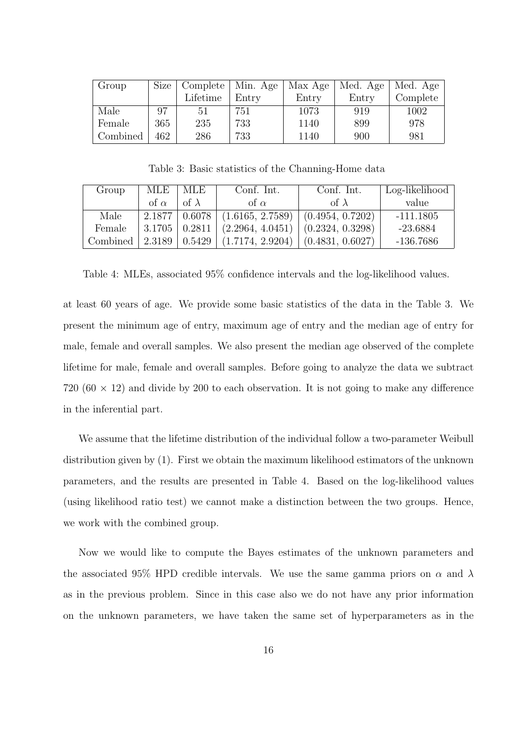| Group | Size | Complete Lifetime | Min. Age Entry | Max Age Entry | Med. Age Entry | Med. Age Complete |
|---|---|---|---|---|---|---|
| Male | 97 | 51 | 751 | 1073 | 919 | 1002 |
| Female | 365 | 235 | 733 | 1140 | 899 | 978 |
| Combined | 462 | 286 | 733 | 1140 | 900 | 981 |

Table 3: Basic statistics of the Channing-Home data

| Group | MLE of $\alpha$ | MLE of $\lambda$ | Conf. Int. of $\alpha$ | Conf. Int. of $\lambda$ | Log-likelihood value |
|---|---|---|---|---|---|
| Male | 2.1877 | 0.6078 | (1.6165, 2.7589) | (0.4954, 0.7202) | -111.1805 |
| Female | 3.1705 | 0.2811 | (2.2964, 4.0451) | (0.2324, 0.3298) | -23.6884 |
| Combined | 2.3189 | 0.5429 | (1.7174, 2.9204) | (0.4831, 0.6027) | -136.7686 |

Table 4: MLEs, associated 95% confidence intervals and the log-likelihood values.

at least 60 years of age. We provide some basic statistics of the data in the Table 3. We present the minimum age of entry, maximum age of entry and the median age of entry for male, female and overall samples. We also present the median age observed of the complete lifetime for male, female and overall samples. Before going to analyze the data we subtract 720 ($60 \times 12$) and divide by 200 to each observation. It is not going to make any difference in the inferential part.

We assume that the lifetime distribution of the individual follow a two-parameter Weibull distribution given by (1). First we obtain the maximum likelihood estimators of the unknown parameters, and the results are presented in Table 4. Based on the log-likelihood values (using likelihood ratio test) we cannot make a distinction between the two groups. Hence, we work with the combined group.

Now we would like to compute the Bayes estimates of the unknown parameters and the associated 95% HPD credible intervals. We use the same gamma priors on $\alpha$ and $\lambda$ as in the previous problem. Since in this case also we do not have any prior information on the unknown parameters, we have taken the same set of hyperparameters as in the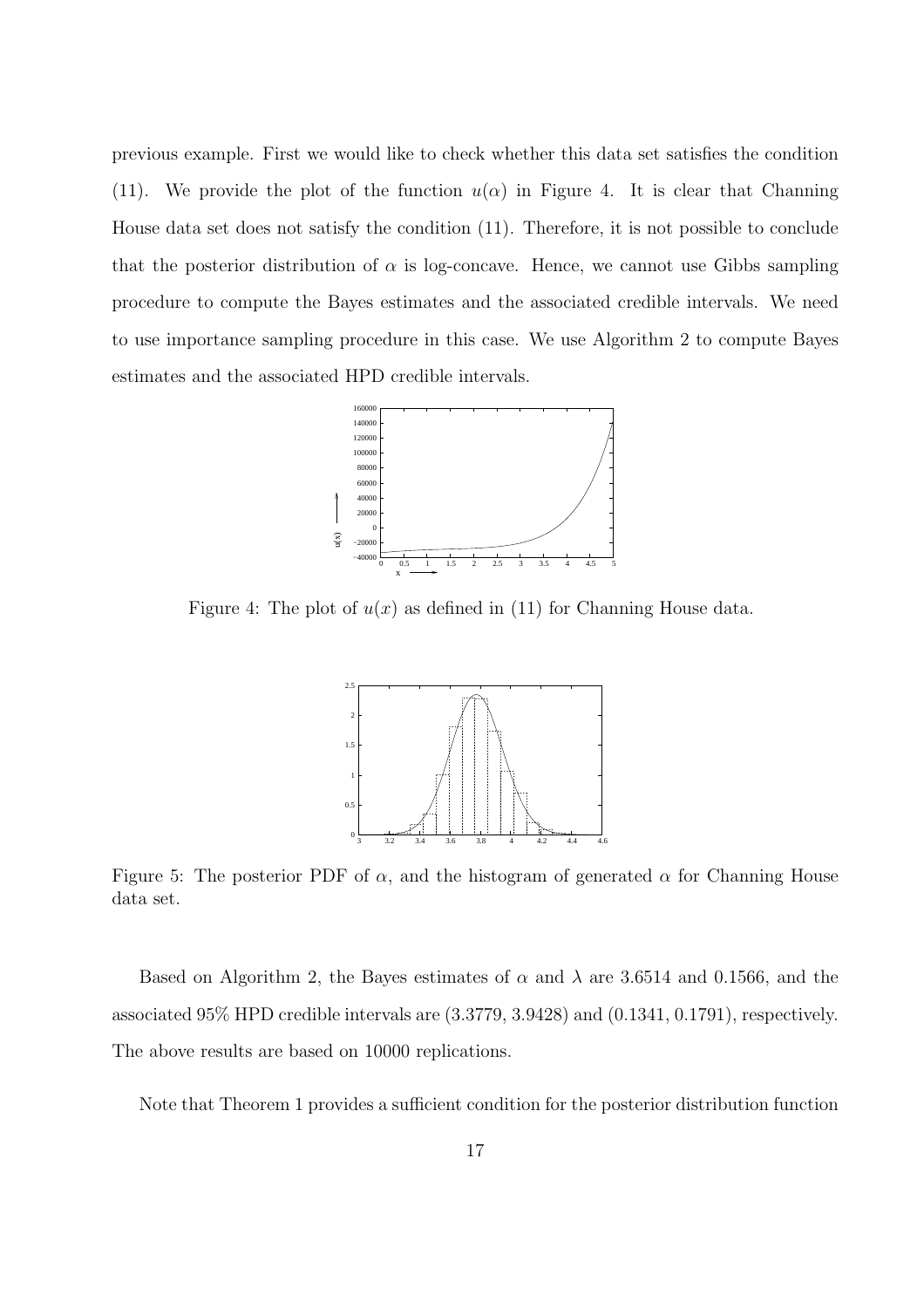previous example. First we would like to check whether this data set satisfies the condition (11). We provide the plot of the function $u(\alpha)$ in Figure 4. It is clear that Channing House data set does not satisfy the condition (11). Therefore, it is not possible to conclude that the posterior distribution of $\alpha$ is log-concave. Hence, we cannot use Gibbs sampling procedure to compute the Bayes estimates and the associated credible intervals. We need to use importance sampling procedure in this case. We use Algorithm 2 to compute Bayes estimates and the associated HPD credible intervals.

Figure 4: The plot of $u(x)$ as defined in (11) for Channing House data.

Figure 5: The posterior PDF of $\alpha$, and the histogram of generated $\alpha$ for Channing House data set.

Based on Algorithm 2, the Bayes estimates of $\alpha$ and $\lambda$ are 3.6514 and 0.1566, and the associated 95% HPD credible intervals are (3.3779, 3.9428) and (0.1341, 0.1791), respectively. The above results are based on 10000 replications.

Note that Theorem 1 provides a sufficient condition for the posterior distribution function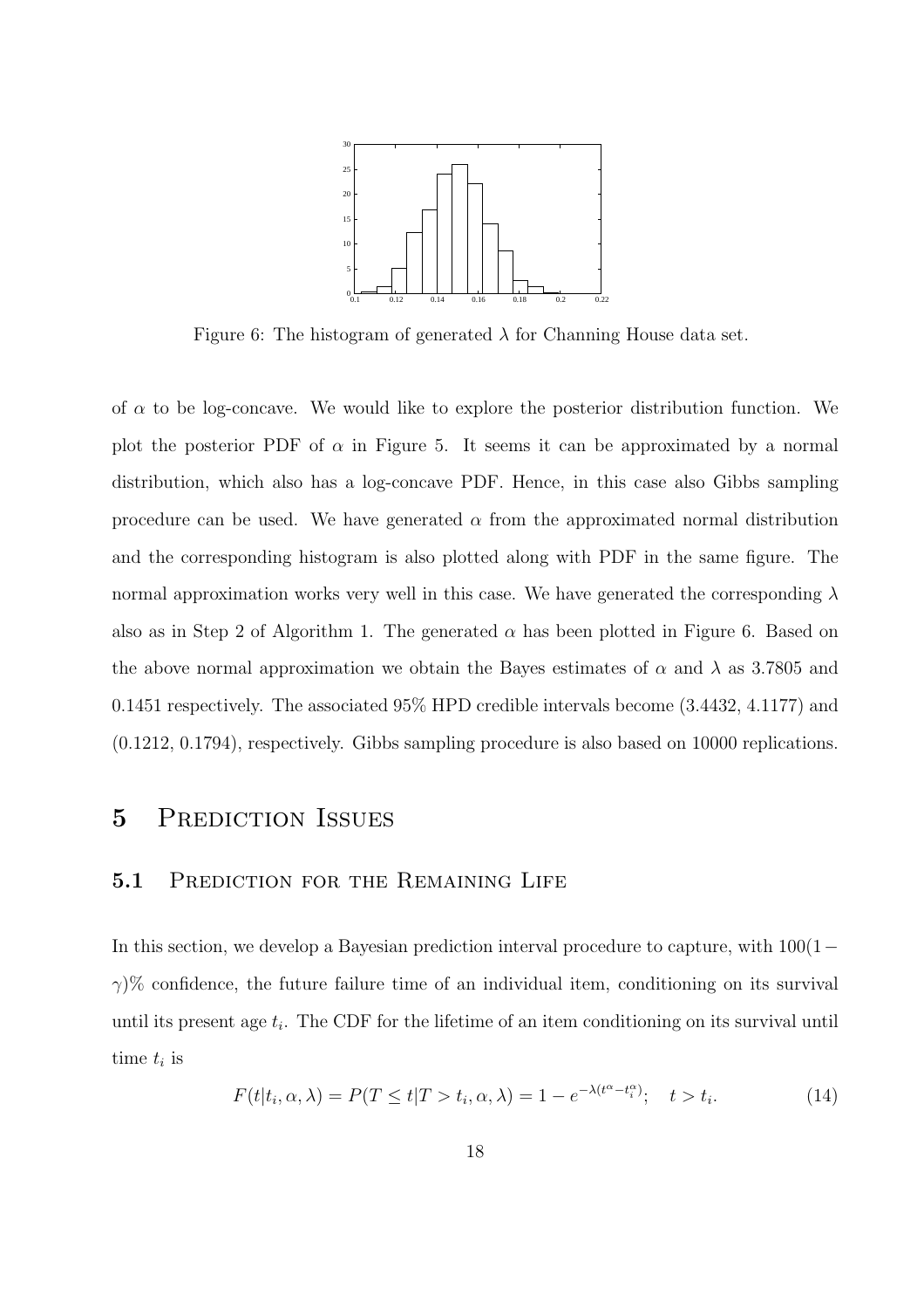Figure 6: The histogram of generated $\lambda$ for Channing House data set.

of $\alpha$ to be log-concave. We would like to explore the posterior distribution function. We plot the posterior PDF of $\alpha$ in Figure 5. It seems it can be approximated by a normal distribution, which also has a log-concave PDF. Hence, in this case also Gibbs sampling procedure can be used. We have generated $\alpha$ from the approximated normal distribution and the corresponding histogram is also plotted along with PDF in the same figure. The normal approximation works very well in this case. We have generated the corresponding $\lambda$ also as in Step 2 of Algorithm 1. The generated $\alpha$ has been plotted in Figure 6. Based on the above normal approximation we obtain the Bayes estimates of $\alpha$ and $\lambda$ as 3.7805 and 0.1451 respectively. The associated 95% HPD credible intervals become (3.4432, 4.1177) and (0.1212, 0.1794), respectively. Gibbs sampling procedure is also based on 10000 replications.

# 5 Prediction Issues

## 5.1 Prediction for the Remaining Life

In this section, we develop a Bayesian prediction interval procedure to capture, with $100(1-\gamma)\%$ confidence, the future failure time of an individual item, conditioning on its survival until its present age $t_i$. The CDF for the lifetime of an item conditioning on its survival until time $t_i$ is

$$F(t|t_i, \alpha, \lambda) = P(T \leq t | T > t_i, \alpha, \lambda) = 1 - e^{-\lambda(t^{\alpha} - t_i^{\alpha})}; \quad t > t_i. \tag{14}$$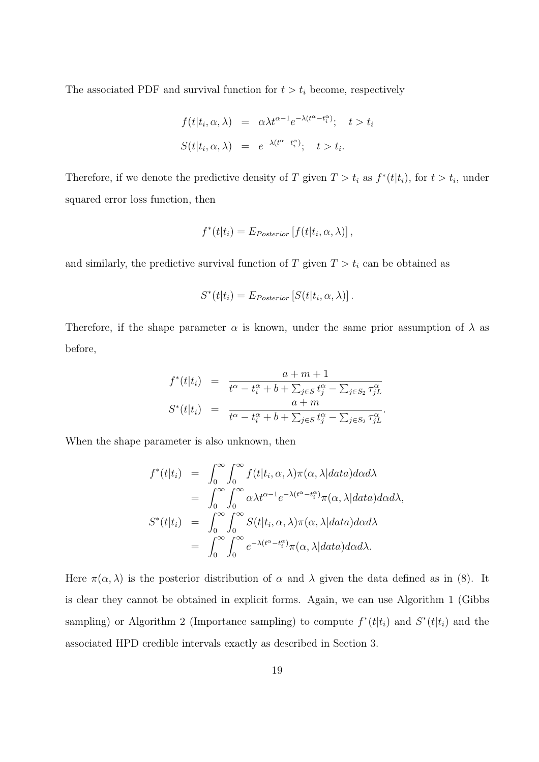The associated PDF and survival function for $t > t_i$ become, respectively

$$
\begin{aligned}
f(t|t_i, \alpha, \lambda) &= \alpha\lambda t^{\alpha-1} e^{-\lambda(t^\alpha - t_i^\alpha)}; \quad t > t_i \\
S(t|t_i, \alpha, \lambda) &= e^{-\lambda(t^\alpha - t_i^\alpha)}; \quad t > t_i.
\end{aligned}
$$

Therefore, if we denote the predictive density of $T$ given $T > t_i$ as $f^*(t|t_i)$, for $t > t_i$, under squared error loss function, then

$$
f^*(t|t_i) = E_{Posterior}\left[f(t|t_i, \alpha, \lambda)\right],
$$

and similarly, the predictive survival function of $T$ given $T > t_i$ can be obtained as

$$
S^*(t|t_i) = E_{Posterior}\left[S(t|t_i, \alpha, \lambda)\right].
$$

Therefore, if the shape parameter $\alpha$ is known, under the same prior assumption of $\lambda$ as before,

$$
\begin{aligned}
f^*(t|t_i) &= \frac{a + m + 1}{t^\alpha - t_i^\alpha + b + \sum_{j \in S} t_j^\alpha - \sum_{j \in S_2} \tau_{jL}^\alpha} \\
S^*(t|t_i) &= \frac{a + m}{t^\alpha - t_i^\alpha + b + \sum_{j \in S} t_j^\alpha - \sum_{j \in S_2} \tau_{jL}^\alpha}.
\end{aligned}
$$

When the shape parameter is also unknown, then

$$
\begin{aligned}
f^*(t|t_i) &= \int_0^\infty \int_0^\infty f(t|t_i, \alpha, \lambda) \pi(\alpha, \lambda | data) d\alpha d\lambda \\
&= \int_0^\infty \int_0^\infty \alpha\lambda t^{\alpha-1} e^{-\lambda(t^\alpha - t_i^\alpha)} \pi(\alpha, \lambda | data) d\alpha d\lambda, \\
S^*(t|t_i) &= \int_0^\infty \int_0^\infty S(t|t_i, \alpha, \lambda) \pi(\alpha, \lambda | data) d\alpha d\lambda \\
&= \int_0^\infty \int_0^\infty e^{-\lambda(t^\alpha - t_i^\alpha)} \pi(\alpha, \lambda | data) d\alpha d\lambda.
\end{aligned}
$$

Here $\pi(\alpha, \lambda)$ is the posterior distribution of $\alpha$ and $\lambda$ given the data defined as in (8). It is clear they cannot be obtained in explicit forms. Again, we can use Algorithm 1 (Gibbs sampling) or Algorithm 2 (Importance sampling) to compute $f^*(t|t_i)$ and $S^*(t|t_i)$ and the associated HPD credible intervals exactly as described in Section 3.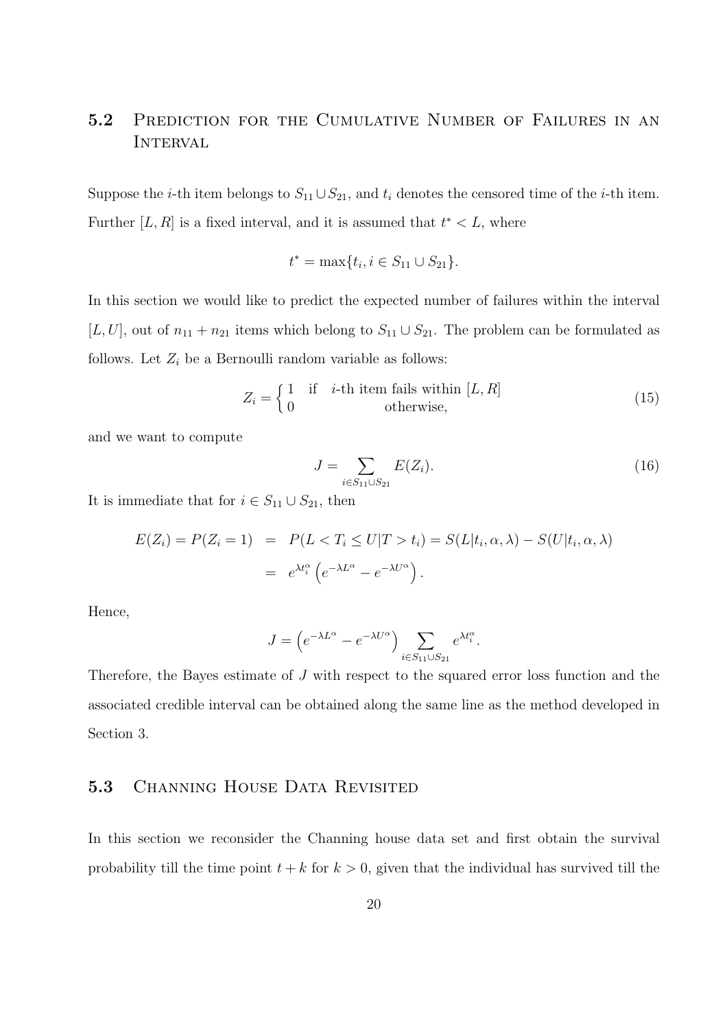## 5.2 Prediction for the Cumulative Number of Failures in an Interval

Suppose the $i$-th item belongs to $S_{11} \cup S_{21}$, and $t_i$ denotes the censored time of the $i$-th item. Further $[L, R]$ is a fixed interval, and it is assumed that $t^* < L$, where

$$t^* = \max\{t_i, i \in S_{11} \cup S_{21}\}.$$

In this section we would like to predict the expected number of failures within the interval $[L, U]$, out of $n_{11} + n_{21}$ items which belong to $S_{11} \cup S_{21}$. The problem can be formulated as follows. Let $Z_i$ be a Bernoulli random variable as follows:

$$Z_i = \begin{cases} 1 & \text{if} \quad i\text{-th item fails within } [L, R] \\ 0 & \text{otherwise,} \end{cases} \tag{15}$$

and we want to compute

$$J = \sum_{i \in S_{11} \cup S_{21}} E(Z_i). \tag{16}$$

It is immediate that for $i \in S_{11} \cup S_{21}$, then

$$\begin{aligned} E(Z_i) = P(Z_i = 1) &= P(L < T_i \leq U | T > t_i) = S(L|t_i, \alpha, \lambda) - S(U|t_i, \alpha, \lambda) \\ &= e^{\lambda t_i^\alpha} \left( e^{-\lambda L^\alpha} - e^{-\lambda U^\alpha} \right). \end{aligned}$$

Hence,

$$J = \left( e^{-\lambda L^\alpha} - e^{-\lambda U^\alpha} \right) \sum_{i \in S_{11} \cup S_{21}} e^{\lambda t_i^\alpha}.$$

Therefore, the Bayes estimate of $J$ with respect to the squared error loss function and the associated credible interval can be obtained along the same line as the method developed in Section 3.

## 5.3 Channing House Data Revisited

In this section we reconsider the Channing house data set and first obtain the survival probability till the time point $t + k$ for $k > 0$, given that the individual has survived till the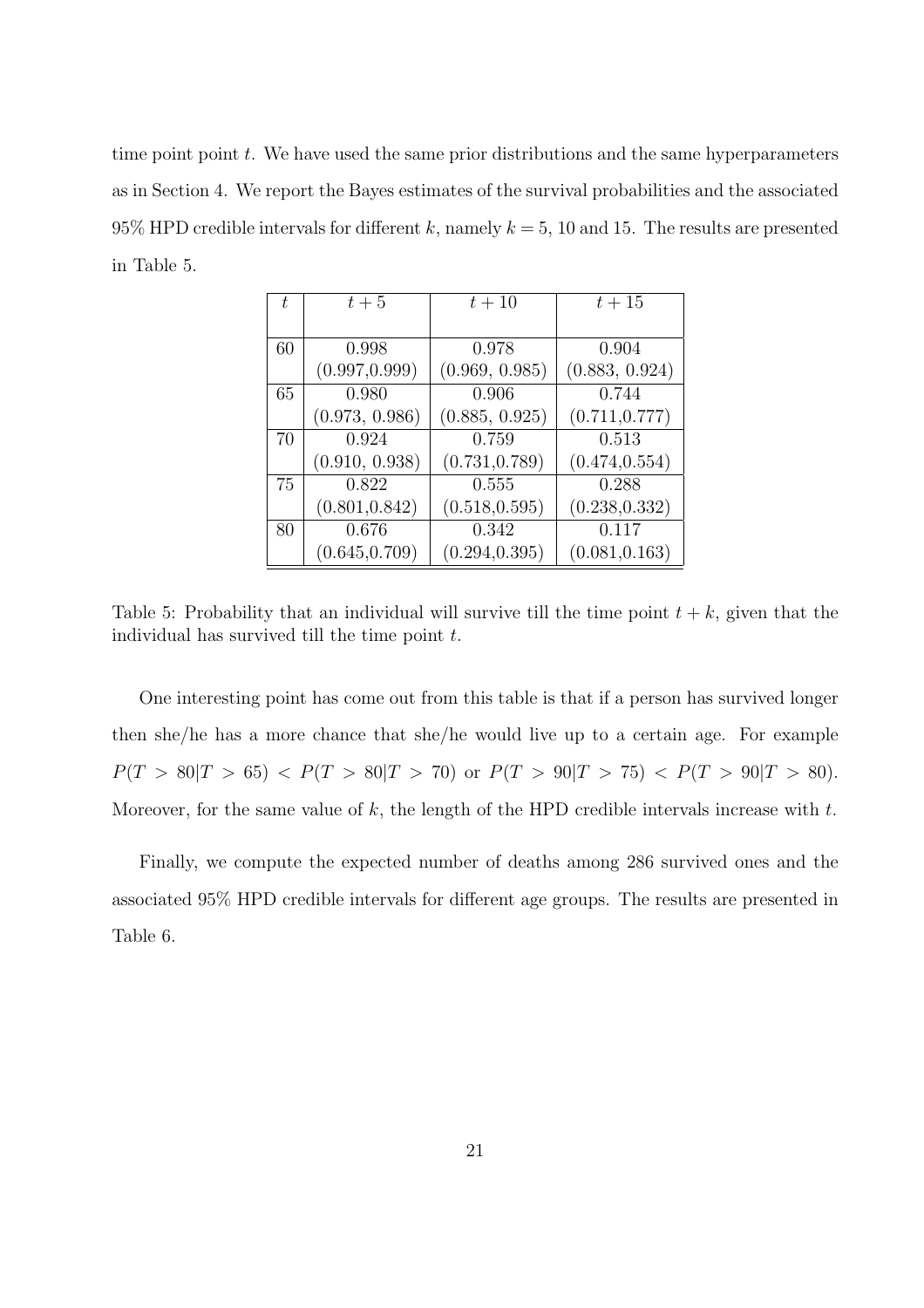time point point $t$. We have used the same prior distributions and the same hyperparameters as in Section 4. We report the Bayes estimates of the survival probabilities and the associated 95% HPD credible intervals for different $k$, namely $k = 5$, 10 and 15. The results are presented in Table 5.

| $t$ | $t+5$ | $t+10$ | $t+15$ |
|---|---|---|---|
| 60 | 0.998<br>(0.997,0.999) | 0.978<br>(0.969, 0.985) | 0.904<br>(0.883, 0.924) |
| 65 | 0.980<br>(0.973, 0.986) | 0.906<br>(0.885, 0.925) | 0.744<br>(0.711,0.777) |
| 70 | 0.924<br>(0.910, 0.938) | 0.759<br>(0.731,0.789) | 0.513<br>(0.474,0.554) |
| 75 | 0.822<br>(0.801,0.842) | 0.555<br>(0.518,0.595) | 0.288<br>(0.238,0.332) |
| 80 | 0.676<br>(0.645,0.709) | 0.342<br>(0.294,0.395) | 0.117<br>(0.081,0.163) |

Table 5: Probability that an individual will survive till the time point $t + k$, given that the individual has survived till the time point $t$.

One interesting point has come out from this table is that if a person has survived longer then she/he has a more chance that she/he would live up to a certain age. For example $P(T > 80|T > 65) < P(T > 80|T > 70)$ or $P(T > 90|T > 75) < P(T > 90|T > 80)$. Moreover, for the same value of $k$, the length of the HPD credible intervals increase with $t$.

Finally, we compute the expected number of deaths among 286 survived ones and the associated 95% HPD credible intervals for different age groups. The results are presented in Table 6.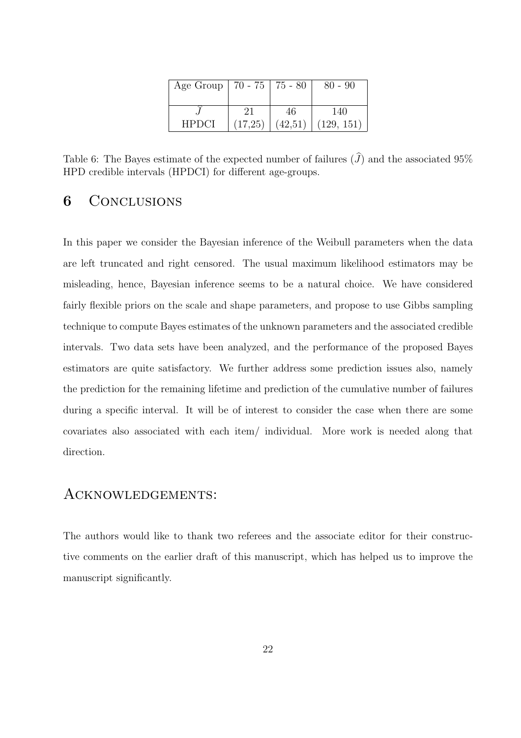| Age Group | 70 - 75 | 75 - 80 | 80 - 90 |
|---|---|---|---|
| $\widehat{J}$ | 21 | 46 | 140 |
| HPDCI | (17,25) | (42,51) | (129, 151) |

Table 6: The Bayes estimate of the expected number of failures ($\widehat{J}$) and the associated 95% HPD credible intervals (HPDCI) for different age-groups.

## 6 Conclusions

In this paper we consider the Bayesian inference of the Weibull parameters when the data are left truncated and right censored. The usual maximum likelihood estimators may be misleading, hence, Bayesian inference seems to be a natural choice. We have considered fairly flexible priors on the scale and shape parameters, and propose to use Gibbs sampling technique to compute Bayes estimates of the unknown parameters and the associated credible intervals. Two data sets have been analyzed, and the performance of the proposed Bayes estimators are quite satisfactory. We further address some prediction issues also, namely the prediction for the remaining lifetime and prediction of the cumulative number of failures during a specific interval. It will be of interest to consider the case when there are some covariates also associated with each item/ individual. More work is needed along that direction.

## Acknowledgements:

The authors would like to thank two referees and the associate editor for their constructive comments on the earlier draft of this manuscript, which has helped us to improve the manuscript significantly.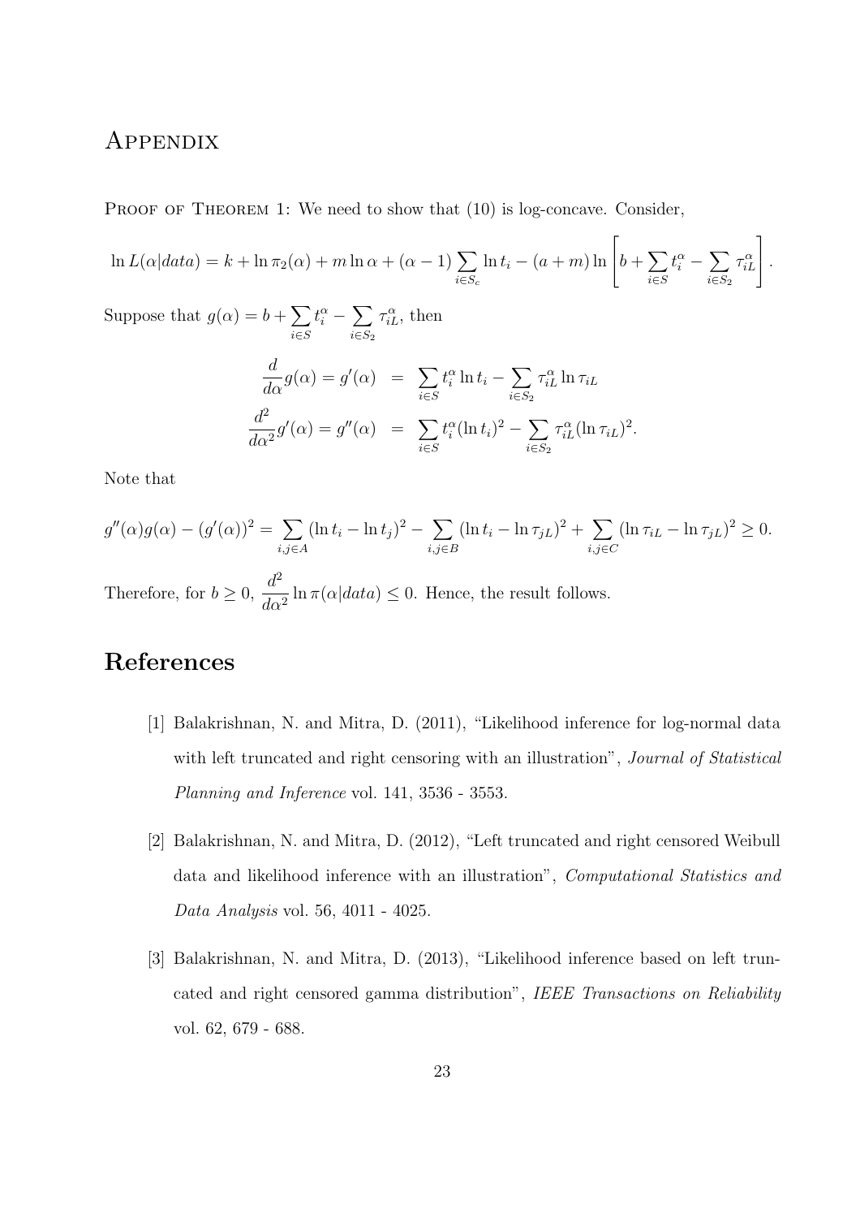# Appendix

Proof of Theorem 1: We need to show that (10) is log-concave. Consider,

$$\ln L(\alpha|data) = k + \ln \pi_2(\alpha) + m \ln \alpha + (\alpha - 1) \sum_{i \in S_c} \ln t_i - (a+m) \ln \left[ b + \sum_{i \in S} t_i^{\alpha} - \sum_{i \in S_2} \tau_{iL}^{\alpha} \right].$$

Suppose that $g(\alpha) = b + \sum_{i \in S} t_i^{\alpha} - \sum_{i \in S_2} \tau_{iL}^{\alpha}$, then

$$\begin{aligned} \frac{d}{d\alpha} g(\alpha) = g'(\alpha) &= \sum_{i \in S} t_i^{\alpha} \ln t_i - \sum_{i \in S_2} \tau_{iL}^{\alpha} \ln \tau_{iL} \\ \frac{d^2}{d\alpha^2} g'(\alpha) = g''(\alpha) &= \sum_{i \in S} t_i^{\alpha} (\ln t_i)^2 - \sum_{i \in S_2} \tau_{iL}^{\alpha} (\ln \tau_{iL})^2. \end{aligned}$$

Note that

$$g''(\alpha) g(\alpha) - (g'(\alpha))^2 = \sum_{i,j \in A} (\ln t_i - \ln t_j)^2 - \sum_{i,j \in B} (\ln t_i - \ln \tau_{jL})^2 + \sum_{i,j \in C} (\ln \tau_{iL} - \ln \tau_{jL})^2 \geq 0.$$

Therefore, for $b \geq 0$, $\frac{d^2}{d\alpha^2} \ln \pi(\alpha|data) \leq 0$. Hence, the result follows.

# References

[1] Balakrishnan, N. and Mitra, D. (2011), "Likelihood inference for log-normal data with left truncated and right censoring with an illustration", *Journal of Statistical Planning and Inference* vol. 141, 3536 - 3553.

[2] Balakrishnan, N. and Mitra, D. (2012), "Left truncated and right censored Weibull data and likelihood inference with an illustration", *Computational Statistics and Data Analysis* vol. 56, 4011 - 4025.

[3] Balakrishnan, N. and Mitra, D. (2013), "Likelihood inference based on left truncated and right censored gamma distribution", *IEEE Transactions on Reliability* vol. 62, 679 - 688.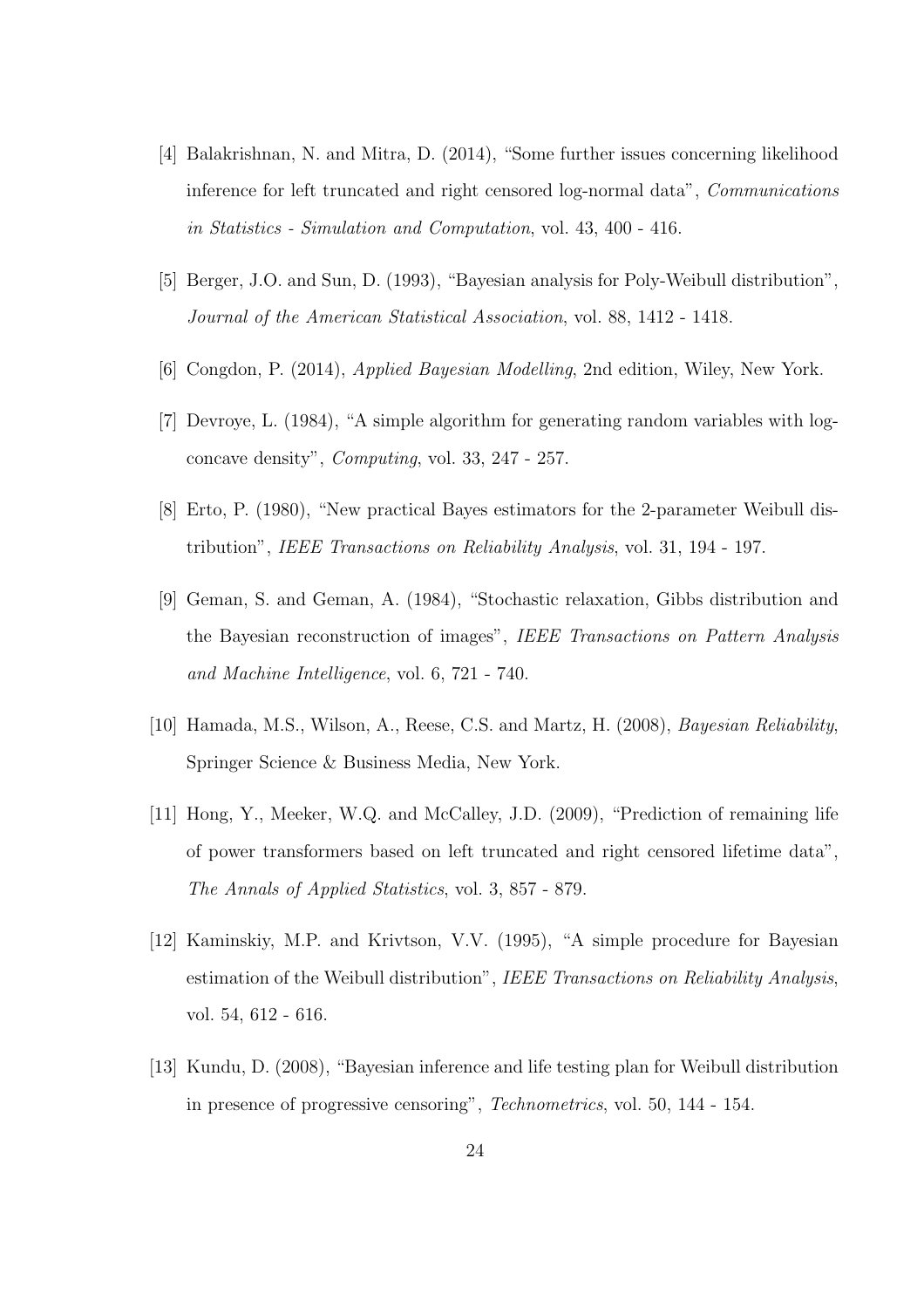[4] Balakrishnan, N. and Mitra, D. (2014), "Some further issues concerning likelihood inference for left truncated and right censored log-normal data", *Communications in Statistics - Simulation and Computation*, vol. 43, 400 - 416.

[5] Berger, J.O. and Sun, D. (1993), "Bayesian analysis for Poly-Weibull distribution", *Journal of the American Statistical Association*, vol. 88, 1412 - 1418.

[6] Congdon, P. (2014), *Applied Bayesian Modelling*, 2nd edition, Wiley, New York.

[7] Devroye, L. (1984), "A simple algorithm for generating random variables with log-concave density", *Computing*, vol. 33, 247 - 257.

[8] Erto, P. (1980), "New practical Bayes estimators for the 2-parameter Weibull distribution", *IEEE Transactions on Reliability Analysis*, vol. 31, 194 - 197.

[9] Geman, S. and Geman, A. (1984), "Stochastic relaxation, Gibbs distribution and the Bayesian reconstruction of images", *IEEE Transactions on Pattern Analysis and Machine Intelligence*, vol. 6, 721 - 740.

[10] Hamada, M.S., Wilson, A., Reese, C.S. and Martz, H. (2008), *Bayesian Reliability*, Springer Science & Business Media, New York.

[11] Hong, Y., Meeker, W.Q. and McCalley, J.D. (2009), "Prediction of remaining life of power transformers based on left truncated and right censored lifetime data", *The Annals of Applied Statistics*, vol. 3, 857 - 879.

[12] Kaminskiy, M.P. and Krivtson, V.V. (1995), "A simple procedure for Bayesian estimation of the Weibull distribution", *IEEE Transactions on Reliability Analysis*, vol. 54, 612 - 616.

[13] Kundu, D. (2008), "Bayesian inference and life testing plan for Weibull distribution in presence of progressive censoring", *Technometrics*, vol. 50, 144 - 154.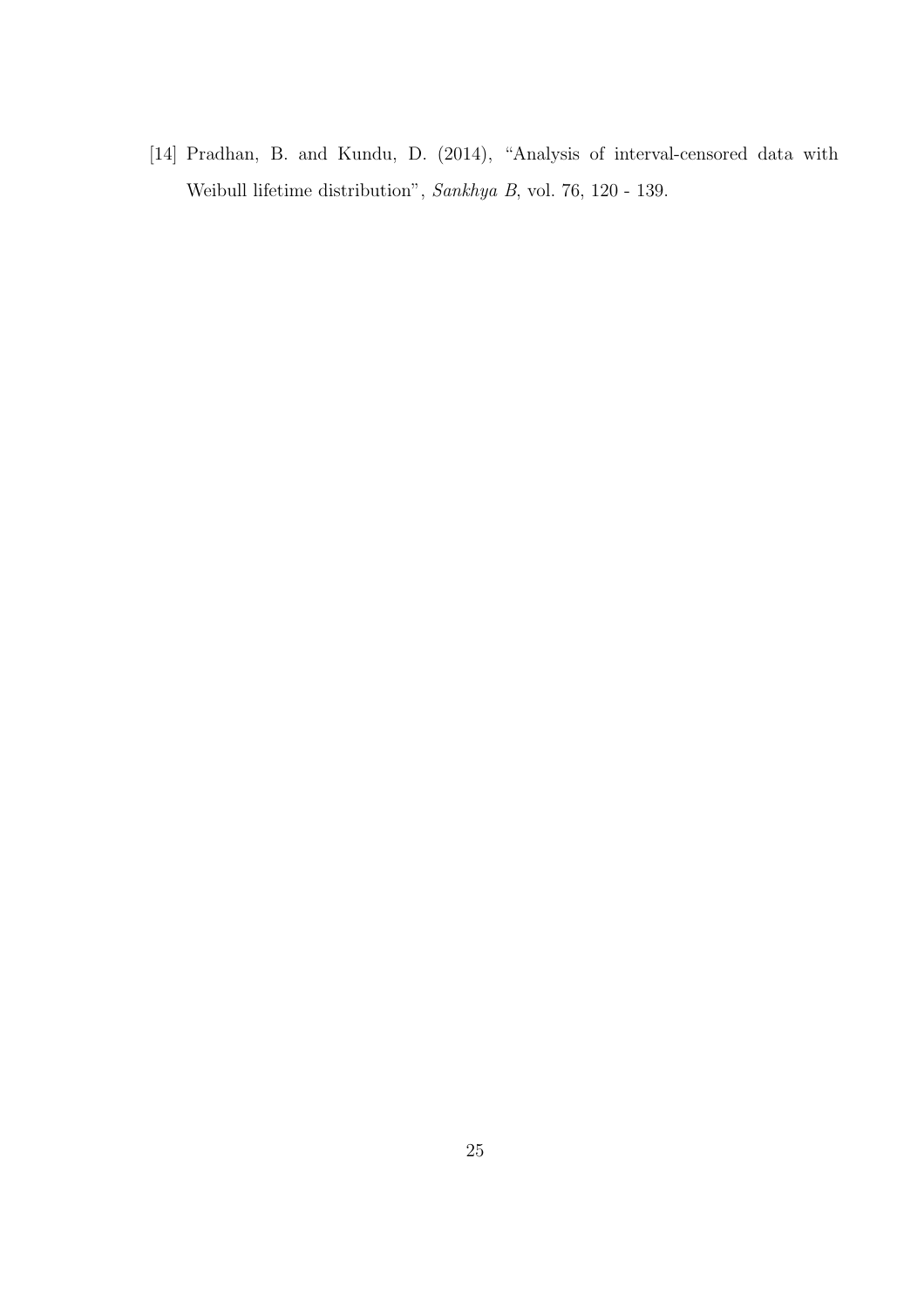[14] Pradhan, B. and Kundu, D. (2014), "Analysis of interval-censored data with Weibull lifetime distribution", *Sankhya B*, vol. 76, 120 - 139.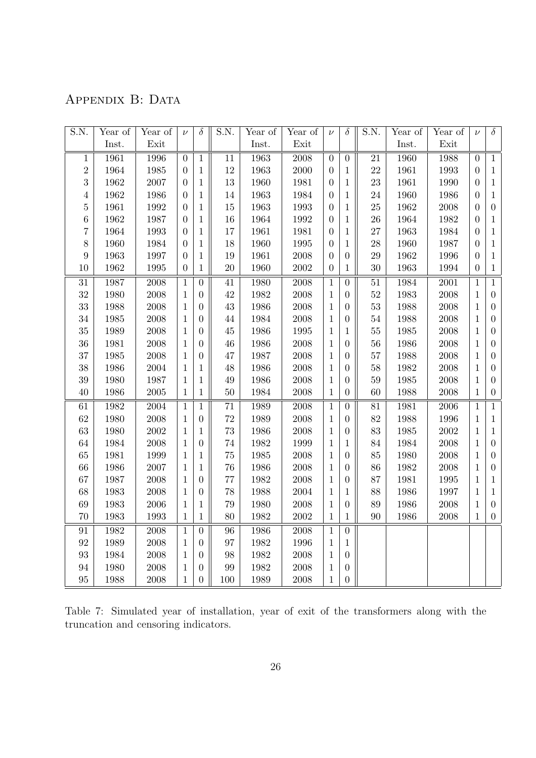## Appendix B: Data

| S.N. | Year of Inst. | Year of Exit | $\nu$ | $\delta$ | S.N. | Year of Inst. | Year of Exit | $\nu$ | $\delta$ | S.N. | Year of Inst. | Year of Exit | $\nu$ | $\delta$ |
|---|---|---|---|---|---|---|---|---|---|---|---|---|---|---|
| 1 | 1961 | 1996 | 0 | 1 | 11 | 1963 | 2008 | 0 | 0 | 21 | 1960 | 1988 | 0 | 1 |
| 2 | 1964 | 1985 | 0 | 1 | 12 | 1963 | 2000 | 0 | 1 | 22 | 1961 | 1993 | 0 | 1 |
| 3 | 1962 | 2007 | 0 | 1 | 13 | 1960 | 1981 | 0 | 1 | 23 | 1961 | 1990 | 0 | 1 |
| 4 | 1962 | 1986 | 0 | 1 | 14 | 1963 | 1984 | 0 | 1 | 24 | 1960 | 1986 | 0 | 1 |
| 5 | 1961 | 1992 | 0 | 1 | 15 | 1963 | 1993 | 0 | 1 | 25 | 1962 | 2008 | 0 | 0 |
| 6 | 1962 | 1987 | 0 | 1 | 16 | 1964 | 1992 | 0 | 1 | 26 | 1964 | 1982 | 0 | 1 |
| 7 | 1964 | 1993 | 0 | 1 | 17 | 1961 | 1981 | 0 | 1 | 27 | 1963 | 1984 | 0 | 1 |
| 8 | 1960 | 1984 | 0 | 1 | 18 | 1960 | 1995 | 0 | 1 | 28 | 1960 | 1987 | 0 | 1 |
| 9 | 1963 | 1997 | 0 | 1 | 19 | 1961 | 2008 | 0 | 0 | 29 | 1962 | 1996 | 0 | 1 |
| 10 | 1962 | 1995 | 0 | 1 | 20 | 1960 | 2002 | 0 | 1 | 30 | 1963 | 1994 | 0 | 1 |
| 31 | 1987 | 2008 | 1 | 0 | 41 | 1980 | 2008 | 1 | 0 | 51 | 1984 | 2001 | 1 | 1 |
| 32 | 1980 | 2008 | 1 | 0 | 42 | 1982 | 2008 | 1 | 0 | 52 | 1983 | 2008 | 1 | 0 |
| 33 | 1988 | 2008 | 1 | 0 | 43 | 1986 | 2008 | 1 | 0 | 53 | 1988 | 2008 | 1 | 0 |
| 34 | 1985 | 2008 | 1 | 0 | 44 | 1984 | 2008 | 1 | 0 | 54 | 1988 | 2008 | 1 | 0 |
| 35 | 1989 | 2008 | 1 | 0 | 45 | 1986 | 1995 | 1 | 1 | 55 | 1985 | 2008 | 1 | 0 |
| 36 | 1981 | 2008 | 1 | 0 | 46 | 1986 | 2008 | 1 | 0 | 56 | 1986 | 2008 | 1 | 0 |
| 37 | 1985 | 2008 | 1 | 0 | 47 | 1987 | 2008 | 1 | 0 | 57 | 1988 | 2008 | 1 | 0 |
| 38 | 1986 | 2004 | 1 | 1 | 48 | 1986 | 2008 | 1 | 0 | 58 | 1982 | 2008 | 1 | 0 |
| 39 | 1980 | 1987 | 1 | 1 | 49 | 1986 | 2008 | 1 | 0 | 59 | 1985 | 2008 | 1 | 0 |
| 40 | 1986 | 2005 | 1 | 1 | 50 | 1984 | 2008 | 1 | 0 | 60 | 1988 | 2008 | 1 | 0 |
| 61 | 1982 | 2004 | 1 | 1 | 71 | 1989 | 2008 | 1 | 0 | 81 | 1981 | 2006 | 1 | 1 |
| 62 | 1980 | 2008 | 1 | 0 | 72 | 1989 | 2008 | 1 | 0 | 82 | 1988 | 1996 | 1 | 1 |
| 63 | 1980 | 2002 | 1 | 1 | 73 | 1986 | 2008 | 1 | 0 | 83 | 1985 | 2002 | 1 | 1 |
| 64 | 1984 | 2008 | 1 | 0 | 74 | 1982 | 1999 | 1 | 1 | 84 | 1984 | 2008 | 1 | 0 |
| 65 | 1981 | 1999 | 1 | 1 | 75 | 1985 | 2008 | 1 | 0 | 85 | 1980 | 2008 | 1 | 0 |
| 66 | 1986 | 2007 | 1 | 1 | 76 | 1986 | 2008 | 1 | 0 | 86 | 1982 | 2008 | 1 | 0 |
| 67 | 1987 | 2008 | 1 | 0 | 77 | 1982 | 2008 | 1 | 0 | 87 | 1981 | 1995 | 1 | 1 |
| 68 | 1983 | 2008 | 1 | 0 | 78 | 1988 | 2004 | 1 | 1 | 88 | 1986 | 1997 | 1 | 1 |
| 69 | 1983 | 2006 | 1 | 1 | 79 | 1980 | 2008 | 1 | 0 | 89 | 1986 | 2008 | 1 | 0 |
| 70 | 1983 | 1993 | 1 | 1 | 80 | 1982 | 2002 | 1 | 1 | 90 | 1986 | 2008 | 1 | 0 |
| 91 | 1982 | 2008 | 1 | 0 | 96 | 1986 | 2008 | 1 | 0 | | | | | |
| 92 | 1989 | 2008 | 1 | 0 | 97 | 1982 | 1996 | 1 | 1 | | | | | |
| 93 | 1984 | 2008 | 1 | 0 | 98 | 1982 | 2008 | 1 | 0 | | | | | |
| 94 | 1980 | 2008 | 1 | 0 | 99 | 1982 | 2008 | 1 | 0 | | | | | |
| 95 | 1988 | 2008 | 1 | 0 | 100 | 1989 | 2008 | 1 | 0 | | | | | |

Table 7: Simulated year of installation, year of exit of the transformers along with the truncation and censoring indicators.